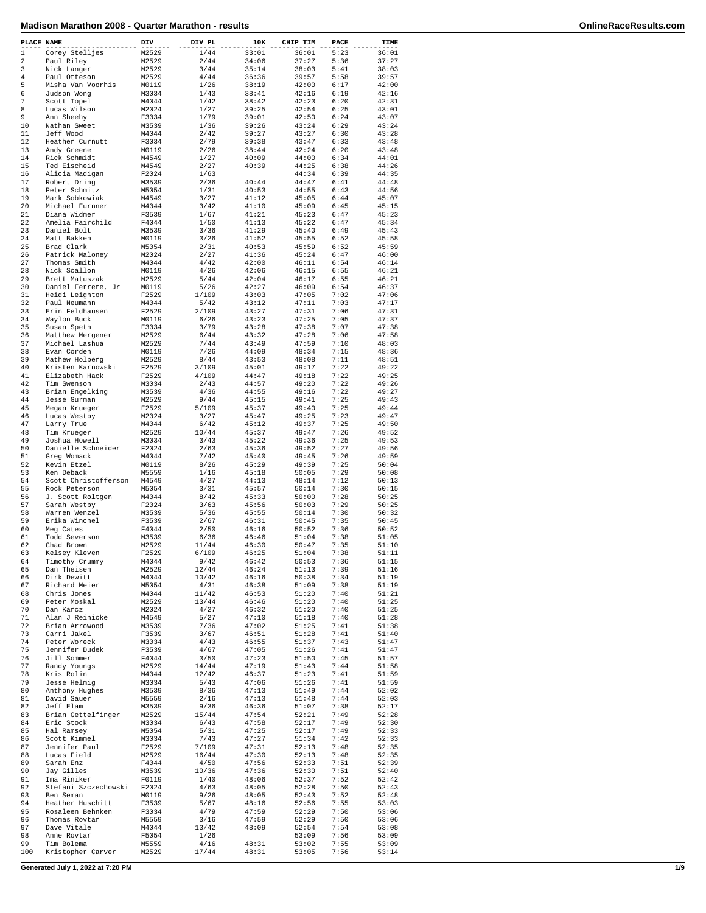# Madison Marathon 2008 - Quarter Marathon - results

| PLACE | NAME | DIV | DIV PL | 10K | CHIP TIM | PACE | TIME |
|---|---|---|---|---|---|---|---|
| 1 | Corey Stelljes | M2529 | 1/44 | 33:01 | 36:01 | 5:23 | 36:01 |
| 2 | Paul Riley | M2529 | 2/44 | 34:06 | 37:27 | 5:36 | 37:27 |
| 3 | Nick Langer | M2529 | 3/44 | 35:14 | 38:03 | 5:41 | 38:03 |
| 4 | Paul Otteson | M2529 | 4/44 | 36:36 | 39:57 | 5:58 | 39:57 |
| 5 | Misha Van Voorhis | M0119 | 1/26 | 38:19 | 42:00 | 6:17 | 42:00 |
| 6 | Judson Wong | M3034 | 1/43 | 38:41 | 42:16 | 6:19 | 42:16 |
| 7 | Scott Topel | M4044 | 1/42 | 38:42 | 42:23 | 6:20 | 42:31 |
| 8 | Lucas Wilson | M2024 | 1/27 | 39:25 | 42:54 | 6:25 | 43:01 |
| 9 | Ann Sheehy | F3034 | 1/79 | 39:01 | 42:50 | 6:24 | 43:07 |
| 10 | Nathan Sweet | M3539 | 1/36 | 39:26 | 43:24 | 6:29 | 43:24 |
| 11 | Jeff Wood | M4044 | 2/42 | 39:27 | 43:27 | 6:30 | 43:28 |
| 12 | Heather Curnutt | F3034 | 2/79 | 39:38 | 43:47 | 6:33 | 43:48 |
| 13 | Andy Greene | M0119 | 2/26 | 38:44 | 42:24 | 6:20 | 43:48 |
| 14 | Rick Schmidt | M4549 | 1/27 | 40:09 | 44:00 | 6:34 | 44:01 |
| 15 | Ted Eischeid | M4549 | 2/27 | 40:39 | 44:25 | 6:38 | 44:26 |
| 16 | Alicia Madigan | F2024 | 1/63 | | 44:34 | 6:39 | 44:35 |
| 17 | Robert Dring | M3539 | 2/36 | 40:44 | 44:47 | 6:41 | 44:48 |
| 18 | Peter Schmitz | M5054 | 1/31 | 40:53 | 44:55 | 6:43 | 44:56 |
| 19 | Mark Sobkowiak | M4549 | 3/27 | 41:12 | 45:05 | 6:44 | 45:07 |
| 20 | Michael Furnner | M4044 | 3/42 | 41:10 | 45:09 | 6:45 | 45:15 |
| 21 | Diana Widmer | F3539 | 1/67 | 41:21 | 45:23 | 6:47 | 45:23 |
| 22 | Amelia Fairchild | F4044 | 1/50 | 41:13 | 45:22 | 6:47 | 45:34 |
| 23 | Daniel Bolt | M3539 | 3/36 | 41:29 | 45:40 | 6:49 | 45:43 |
| 24 | Matt Bakken | M0119 | 3/26 | 41:52 | 45:55 | 6:52 | 45:58 |
| 25 | Brad Clark | M5054 | 2/31 | 40:53 | 45:59 | 6:52 | 45:59 |
| 26 | Patrick Maloney | M2024 | 2/27 | 41:36 | 45:24 | 6:47 | 46:00 |
| 27 | Thomas Smith | M4044 | 4/42 | 42:00 | 46:11 | 6:54 | 46:14 |
| 28 | Nick Scallon | M0119 | 4/26 | 42:06 | 46:15 | 6:55 | 46:21 |
| 29 | Brett Matuszak | M2529 | 5/44 | 42:04 | 46:17 | 6:55 | 46:21 |
| 30 | Daniel Ferrere, Jr | M0119 | 5/26 | 42:27 | 46:09 | 6:54 | 46:37 |
| 31 | Heidi Leighton | F2529 | 1/109 | 43:03 | 47:05 | 7:02 | 47:06 |
| 32 | Paul Neumann | M4044 | 5/42 | 43:12 | 47:11 | 7:03 | 47:17 |
| 33 | Erin Feldhausen | F2529 | 2/109 | 43:27 | 47:31 | 7:06 | 47:31 |
| 34 | Waylon Buck | M0119 | 6/26 | 43:23 | 47:25 | 7:05 | 47:37 |
| 35 | Susan Speth | F3034 | 3/79 | 43:28 | 47:38 | 7:07 | 47:38 |
| 36 | Matthew Mergener | M2529 | 6/44 | 43:32 | 47:28 | 7:06 | 47:58 |
| 37 | Michael Lashua | M2529 | 7/44 | 43:49 | 47:59 | 7:10 | 48:03 |
| 38 | Evan Corden | M0119 | 7/26 | 44:09 | 48:34 | 7:15 | 48:36 |
| 39 | Mathew Holberg | M2529 | 8/44 | 43:53 | 48:08 | 7:11 | 48:51 |
| 40 | Kristen Karnowski | F2529 | 3/109 | 45:01 | 49:17 | 7:22 | 49:22 |
| 41 | Elizabeth Hack | F2529 | 4/109 | 44:47 | 49:18 | 7:22 | 49:25 |
| 42 | Tim Swenson | M3034 | 2/43 | 44:57 | 49:20 | 7:22 | 49:26 |
| 43 | Brian Engelking | M3539 | 4/36 | 44:55 | 49:16 | 7:22 | 49:27 |
| 44 | Jesse Gurman | M2529 | 9/44 | 45:15 | 49:41 | 7:25 | 49:43 |
| 45 | Megan Krueger | F2529 | 5/109 | 45:37 | 49:40 | 7:25 | 49:44 |
| 46 | Lucas Westby | M2024 | 3/27 | 45:47 | 49:25 | 7:23 | 49:47 |
| 47 | Larry True | M4044 | 6/42 | 45:12 | 49:37 | 7:25 | 49:50 |
| 48 | Tim Krueger | M2529 | 10/44 | 45:37 | 49:47 | 7:26 | 49:52 |
| 49 | Joshua Howell | M3034 | 3/43 | 45:22 | 49:36 | 7:25 | 49:53 |
| 50 | Danielle Schneider | F2024 | 2/63 | 45:36 | 49:52 | 7:27 | 49:56 |
| 51 | Greg Womack | M4044 | 7/42 | 45:40 | 49:45 | 7:26 | 49:59 |
| 52 | Kevin Etzel | M0119 | 8/26 | 45:29 | 49:39 | 7:25 | 50:04 |
| 53 | Ken Deback | M5559 | 1/16 | 45:18 | 50:05 | 7:29 | 50:08 |
| 54 | Scott Christofferson | M4549 | 4/27 | 44:13 | 48:14 | 7:12 | 50:13 |
| 55 | Rock Peterson | M5054 | 3/31 | 45:57 | 50:14 | 7:30 | 50:15 |
| 56 | J. Scott Roltgen | M4044 | 8/42 | 45:33 | 50:00 | 7:28 | 50:25 |
| 57 | Sarah Westby | F2024 | 3/63 | 45:56 | 50:03 | 7:29 | 50:25 |
| 58 | Warren Wenzel | M3539 | 5/36 | 45:55 | 50:14 | 7:30 | 50:32 |
| 59 | Erika Winchel | F3539 | 2/67 | 46:31 | 50:45 | 7:35 | 50:45 |
| 60 | Meg Cates | F4044 | 2/50 | 46:16 | 50:52 | 7:36 | 50:52 |
| 61 | Todd Severson | M3539 | 6/36 | 46:46 | 51:04 | 7:38 | 51:05 |
| 62 | Chad Brown | M2529 | 11/44 | 46:30 | 50:47 | 7:35 | 51:10 |
| 63 | Kelsey Kleven | F2529 | 6/109 | 46:25 | 51:04 | 7:38 | 51:11 |
| 64 | Timothy Crummy | M4044 | 9/42 | 46:42 | 50:53 | 7:36 | 51:15 |
| 65 | Dan Theisen | M2529 | 12/44 | 46:24 | 51:13 | 7:39 | 51:16 |
| 66 | Dirk Dewitt | M4044 | 10/42 | 46:16 | 50:38 | 7:34 | 51:19 |
| 67 | Richard Meier | M5054 | 4/31 | 46:38 | 51:09 | 7:38 | 51:19 |
| 68 | Chris Jones | M4044 | 11/42 | 46:53 | 51:20 | 7:40 | 51:21 |
| 69 | Peter Moskal | M2529 | 13/44 | 46:46 | 51:20 | 7:40 | 51:25 |
| 70 | Dan Karcz | M2024 | 4/27 | 46:32 | 51:20 | 7:40 | 51:25 |
| 71 | Alan J Reinicke | M4549 | 5/27 | 47:10 | 51:18 | 7:40 | 51:28 |
| 72 | Brian Arrowood | M3539 | 7/36 | 47:02 | 51:25 | 7:41 | 51:38 |
| 73 | Carri Jakel | F3539 | 3/67 | 46:51 | 51:28 | 7:41 | 51:40 |
| 74 | Peter Woreck | M3034 | 4/43 | 46:55 | 51:37 | 7:43 | 51:47 |
| 75 | Jennifer Dudek | F3539 | 4/67 | 47:05 | 51:26 | 7:41 | 51:47 |
| 76 | Jill Sommer | F4044 | 3/50 | 47:23 | 51:50 | 7:45 | 51:57 |
| 77 | Randy Youngs | M2529 | 14/44 | 47:19 | 51:43 | 7:44 | 51:58 |
| 78 | Kris Rolin | M4044 | 12/42 | 46:37 | 51:23 | 7:41 | 51:59 |
| 79 | Jesse Helmig | M3034 | 5/43 | 47:06 | 51:26 | 7:41 | 51:59 |
| 80 | Anthony Hughes | M3539 | 8/36 | 47:13 | 51:49 | 7:44 | 52:02 |
| 81 | David Sauer | M5559 | 2/16 | 47:13 | 51:48 | 7:44 | 52:03 |
| 82 | Jeff Elam | M3539 | 9/36 | 46:36 | 51:07 | 7:38 | 52:17 |
| 83 | Brian Gettelfinger | M2529 | 15/44 | 47:54 | 52:21 | 7:49 | 52:28 |
| 84 | Eric Stock | M3034 | 6/43 | 47:58 | 52:17 | 7:49 | 52:30 |
| 85 | Hal Ramsey | M5054 | 5/31 | 47:25 | 52:17 | 7:49 | 52:33 |
| 86 | Scott Kimmel | M3034 | 7/43 | 47:27 | 51:34 | 7:42 | 52:33 |
| 87 | Jennifer Paul | F2529 | 7/109 | 47:31 | 52:13 | 7:48 | 52:35 |
| 88 | Lucas Field | M2529 | 16/44 | 47:30 | 52:13 | 7:48 | 52:35 |
| 89 | Sarah Enz | F4044 | 4/50 | 47:56 | 52:33 | 7:51 | 52:39 |
| 90 | Jay Gilles | M3539 | 10/36 | 47:36 | 52:30 | 7:51 | 52:40 |
| 91 | Ima Riniker | F0119 | 1/40 | 48:06 | 52:37 | 7:52 | 52:42 |
| 92 | Stefani Szczechowski | F2024 | 4/63 | 48:05 | 52:28 | 7:50 | 52:43 |
| 93 | Ben Seman | M0119 | 9/26 | 48:05 | 52:43 | 7:52 | 52:48 |
| 94 | Heather Huschitt | F3539 | 5/67 | 48:16 | 52:56 | 7:55 | 53:03 |
| 95 | Rosaleen Behnken | F3034 | 4/79 | 47:59 | 52:29 | 7:50 | 53:06 |
| 96 | Thomas Rovtar | M5559 | 3/16 | 47:59 | 52:29 | 7:50 | 53:06 |
| 97 | Dave Vitale | M4044 | 13/42 | 48:09 | 52:54 | 7:54 | 53:08 |
| 98 | Anne Rovtar | F5054 | 1/26 | | 53:09 | 7:56 | 53:09 |
| 99 | Tim Bolema | M5559 | 4/16 | 48:31 | 53:02 | 7:55 | 53:09 |
| 100 | Kristopher Carver | M2529 | 17/44 | 48:31 | 53:05 | 7:56 | 53:14 |

Generated July 1, 2022 at 7:20 PM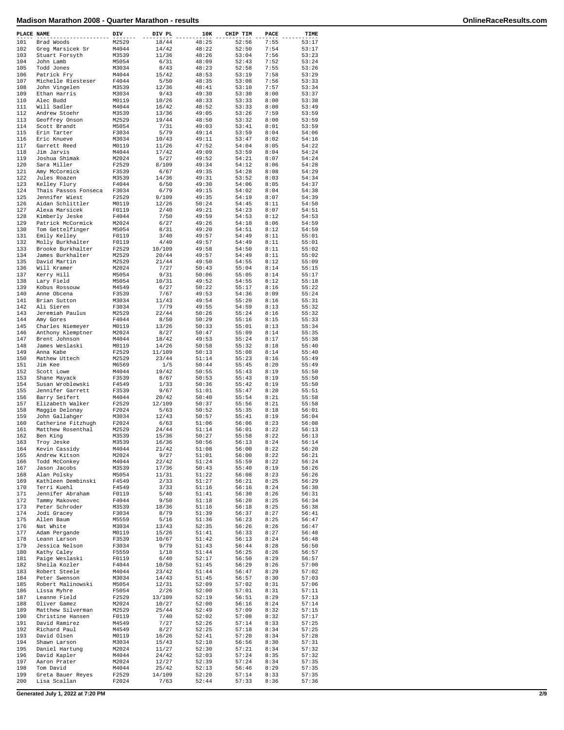# Madison Marathon 2008 - Quarter Marathon - results

| PLACE | NAME | DIV | DIV PL | 10K | CHIP TIM | PACE | TIME |
|---|---|---|---|---|---|---|---|
| 101 | Brad Woods | M2529 | 18/44 | 48:25 | 52:56 | 7:55 | 53:17 |
| 102 | Greg Marsicek Sr | M4044 | 14/42 | 48:22 | 52:50 | 7:54 | 53:17 |
| 103 | Stuart Forsyth | M3539 | 11/36 | 48:26 | 53:04 | 7:56 | 53:23 |
| 104 | John Lamb | M5054 | 6/31 | 48:09 | 52:43 | 7:52 | 53:24 |
| 105 | Todd Jones | M3034 | 8/43 | 48:23 | 52:58 | 7:55 | 53:26 |
| 106 | Patrick Fry | M4044 | 15/42 | 48:53 | 53:19 | 7:58 | 53:29 |
| 107 | Michelle Riesteser | F4044 | 5/50 | 48:35 | 53:08 | 7:56 | 53:33 |
| 108 | John Vingelen | M3539 | 12/36 | 48:41 | 53:10 | 7:57 | 53:34 |
| 109 | Ethan Harris | M3034 | 9/43 | 49:30 | 53:30 | 8:00 | 53:37 |
| 110 | Alec Budd | M0119 | 10/26 | 48:33 | 53:33 | 8:00 | 53:38 |
| 111 | Will Sadler | M4044 | 16/42 | 48:52 | 53:33 | 8:00 | 53:49 |
| 112 | Andrew Stoehr | M3539 | 13/36 | 49:05 | 53:26 | 7:59 | 53:59 |
| 113 | Geoffrey Onson | M2529 | 19/44 | 48:50 | 53:32 | 8:00 | 53:59 |
| 114 | Scott Brandt | M5054 | 7/31 | 49:03 | 53:41 | 8:01 | 53:59 |
| 115 | Erin Tarter | F3034 | 5/79 | 49:14 | 53:59 | 8:04 | 54:06 |
| 116 | Eric Knueve | M3034 | 10/43 | 49:11 | 53:47 | 8:02 | 54:16 |
| 117 | Garrett Reed | M0119 | 11/26 | 47:52 | 54:04 | 8:05 | 54:22 |
| 118 | Jim Jarvis | M4044 | 17/42 | 49:09 | 53:59 | 8:04 | 54:24 |
| 119 | Joshua Shimak | M2024 | 5/27 | 49:52 | 54:21 | 8:07 | 54:24 |
| 120 | Sara Miller | F2529 | 8/109 | 49:34 | 54:12 | 8:06 | 54:28 |
| 121 | Amy McCormick | F3539 | 6/67 | 49:35 | 54:28 | 8:08 | 54:29 |
| 122 | Jules Roazen | M3539 | 14/36 | 49:31 | 53:52 | 8:03 | 54:34 |
| 123 | Kelley Flury | F4044 | 6/50 | 49:30 | 54:06 | 8:05 | 54:37 |
| 124 | Thais Passos Fonseca | F3034 | 6/79 | 49:15 | 54:02 | 8:04 | 54:38 |
| 125 | Jennifer Wiest | F2529 | 9/109 | 49:35 | 54:19 | 8:07 | 54:39 |
| 126 | Aidan Schlittler | M0119 | 12/26 | 50:24 | 54:45 | 8:11 | 54:50 |
| 127 | Alexa Marsicek | F0119 | 2/40 | 49:21 | 54:23 | 8:07 | 54:51 |
| 128 | Kimberly Jeske | F4044 | 7/50 | 49:59 | 54:53 | 8:12 | 54:53 |
| 129 | Patrick McCormick | M2024 | 6/27 | 49:26 | 54:10 | 8:06 | 54:59 |
| 130 | Tom Gettelfinger | M5054 | 8/31 | 49:20 | 54:51 | 8:12 | 54:59 |
| 131 | Emily Kelley | F0119 | 3/40 | 49:57 | 54:49 | 8:11 | 55:01 |
| 132 | Molly Burkhalter | F0119 | 4/40 | 49:57 | 54:49 | 8:11 | 55:01 |
| 133 | Brooke Burkhalter | F2529 | 10/109 | 49:58 | 54:50 | 8:11 | 55:02 |
| 134 | James Burkhalter | M2529 | 20/44 | 49:57 | 54:49 | 8:11 | 55:02 |
| 135 | David Martin | M2529 | 21/44 | 49:50 | 54:55 | 8:12 | 55:09 |
| 136 | Will Kramer | M2024 | 7/27 | 50:43 | 55:04 | 8:14 | 55:15 |
| 137 | Kerry Hill | M5054 | 9/31 | 50:06 | 55:05 | 8:14 | 55:17 |
| 138 | Lary Field | M5054 | 10/31 | 49:52 | 54:55 | 8:12 | 55:18 |
| 139 | Kobus Rossouw | M4549 | 6/27 | 50:22 | 55:17 | 8:16 | 55:22 |
| 140 | Anne Obcena | F3539 | 7/67 | 49:53 | 54:36 | 8:09 | 55:24 |
| 141 | Brian Sutton | M3034 | 11/43 | 49:54 | 55:20 | 8:16 | 55:31 |
| 142 | Ali Sieren | F3034 | 7/79 | 49:55 | 54:59 | 8:13 | 55:32 |
| 143 | Jeremiah Paulus | M2529 | 22/44 | 50:26 | 55:24 | 8:16 | 55:32 |
| 144 | Amy Gores | F4044 | 8/50 | 50:29 | 55:16 | 8:15 | 55:33 |
| 145 | Charles Niemeyer | M0119 | 13/26 | 50:33 | 55:01 | 8:13 | 55:34 |
| 146 | Anthony Klemptner | M2024 | 8/27 | 50:47 | 55:09 | 8:14 | 55:35 |
| 147 | Brent Johnson | M4044 | 18/42 | 49:53 | 55:24 | 8:17 | 55:38 |
| 148 | James Weslaski | M0119 | 14/26 | 50:58 | 55:32 | 8:18 | 55:40 |
| 149 | Anna Kabe | F2529 | 11/109 | 50:13 | 55:08 | 8:14 | 55:40 |
| 150 | Mathew Uttech | M2529 | 23/44 | 51:14 | 55:23 | 8:16 | 55:49 |
| 151 | Jim Kee | M6569 | 1/5 | 50:44 | 55:45 | 8:20 | 55:49 |
| 152 | Scott Lowe | M4044 | 19/42 | 50:55 | 55:43 | 8:19 | 55:50 |
| 153 | Shane Mayack | F3539 | 8/67 | 50:53 | 55:43 | 8:19 | 55:50 |
| 154 | Susan Wroblewski | F4549 | 1/33 | 50:36 | 55:42 | 8:19 | 55:50 |
| 155 | Jennifer Garrett | F3539 | 9/67 | 51:01 | 55:47 | 8:20 | 55:51 |
| 156 | Barry Seifert | M4044 | 20/42 | 50:40 | 55:54 | 8:21 | 55:58 |
| 157 | Elizabeth Walker | F2529 | 12/109 | 50:37 | 55:56 | 8:21 | 55:58 |
| 158 | Maggie Delonay | F2024 | 5/63 | 50:52 | 55:35 | 8:18 | 56:01 |
| 159 | John Gallahger | M3034 | 12/43 | 50:57 | 55:41 | 8:19 | 56:04 |
| 160 | Catherine Fitzhugh | F2024 | 6/63 | 51:06 | 56:06 | 8:23 | 56:08 |
| 161 | Matthew Rosenthal | M2529 | 24/44 | 51:14 | 56:01 | 8:22 | 56:13 |
| 162 | Ben King | M3539 | 15/36 | 50:27 | 55:58 | 8:22 | 56:13 |
| 163 | Troy Jeske | M3539 | 16/36 | 50:56 | 56:13 | 8:24 | 56:14 |
| 164 | Kevin Cassidy | M4044 | 21/42 | 51:08 | 56:00 | 8:22 | 56:20 |
| 165 | Andrew Kitson | M2024 | 9/27 | 51:01 | 56:00 | 8:22 | 56:21 |
| 166 | Todd McConkey | M4044 | 22/42 | 51:24 | 55:59 | 8:22 | 56:24 |
| 167 | Jason Jacobs | M3539 | 17/36 | 50:43 | 55:40 | 8:19 | 56:26 |
| 168 | Alan Polsky | M5054 | 11/31 | 51:22 | 56:08 | 8:23 | 56:26 |
| 169 | Kathleen Dembinski | F4549 | 2/33 | 51:27 | 56:21 | 8:25 | 56:29 |
| 170 | Terri Kuehl | F4549 | 3/33 | 51:16 | 56:16 | 8:24 | 56:30 |
| 171 | Jennifer Abraham | F0119 | 5/40 | 51:41 | 56:30 | 8:26 | 56:31 |
| 172 | Tammy Makovec | F4044 | 9/50 | 51:18 | 56:20 | 8:25 | 56:34 |
| 173 | Peter Schroder | M3539 | 18/36 | 51:16 | 56:18 | 8:25 | 56:38 |
| 174 | Jodi Gracey | F3034 | 8/79 | 51:39 | 56:37 | 8:27 | 56:41 |
| 175 | Allen Baum | M5559 | 5/16 | 51:36 | 56:23 | 8:25 | 56:47 |
| 176 | Nat White | M3034 | 13/43 | 52:35 | 56:26 | 8:26 | 56:47 |
| 177 | Adam Pergande | M0119 | 15/26 | 51:41 | 56:33 | 8:27 | 56:48 |
| 178 | Leann Larson | F3539 | 10/67 | 51:42 | 56:13 | 8:24 | 56:48 |
| 179 | Jessica Nelson | F3034 | 9/79 | 51:43 | 56:44 | 8:28 | 56:50 |
| 180 | Kathy Caley | F5559 | 1/18 | 51:44 | 56:25 | 8:26 | 56:57 |
| 181 | Paige Weslaski | F0119 | 6/40 | 52:17 | 56:50 | 8:29 | 56:57 |
| 182 | Sheila Kozler | F4044 | 10/50 | 51:45 | 56:29 | 8:26 | 57:00 |
| 183 | Robert Steele | M4044 | 23/42 | 51:44 | 56:47 | 8:29 | 57:02 |
| 184 | Peter Swenson | M3034 | 14/43 | 51:45 | 56:57 | 8:30 | 57:03 |
| 185 | Robert Malinowski | M5054 | 12/31 | 52:09 | 57:02 | 8:31 | 57:06 |
| 186 | Lissa Myhre | F5054 | 2/26 | 52:00 | 57:01 | 8:31 | 57:11 |
| 187 | Leanne Field | F2529 | 13/109 | 52:19 | 56:51 | 8:29 | 57:13 |
| 188 | Oliver Gamez | M2024 | 10/27 | 52:00 | 56:16 | 8:24 | 57:14 |
| 189 | Matthew Silverman | M2529 | 25/44 | 52:49 | 57:09 | 8:32 | 57:15 |
| 190 | Christine Hansen | F0119 | 7/40 | 52:02 | 57:08 | 8:32 | 57:17 |
| 191 | David Ramirez | M4549 | 7/27 | 52:26 | 57:14 | 8:33 | 57:25 |
| 192 | Richard Paul | M4549 | 8/27 | 52:25 | 57:18 | 8:34 | 57:25 |
| 193 | David Olsen | M0119 | 16/26 | 52:41 | 57:20 | 8:34 | 57:28 |
| 194 | Shawn Larson | M3034 | 15/43 | 52:10 | 56:56 | 8:30 | 57:31 |
| 195 | Daniel Hartung | M2024 | 11/27 | 52:30 | 57:21 | 8:34 | 57:32 |
| 196 | David Kapler | M4044 | 24/42 | 52:03 | 57:24 | 8:35 | 57:32 |
| 197 | Aaron Prater | M2024 | 12/27 | 52:39 | 57:24 | 8:34 | 57:35 |
| 198 | Tom David | M4044 | 25/42 | 52:13 | 56:46 | 8:29 | 57:35 |
| 199 | Greta Bauer Reyes | F2529 | 14/109 | 52:20 | 57:14 | 8:33 | 57:35 |
| 200 | Lisa Scallan | F2024 | 7/63 | 52:44 | 57:33 | 8:36 | 57:36 |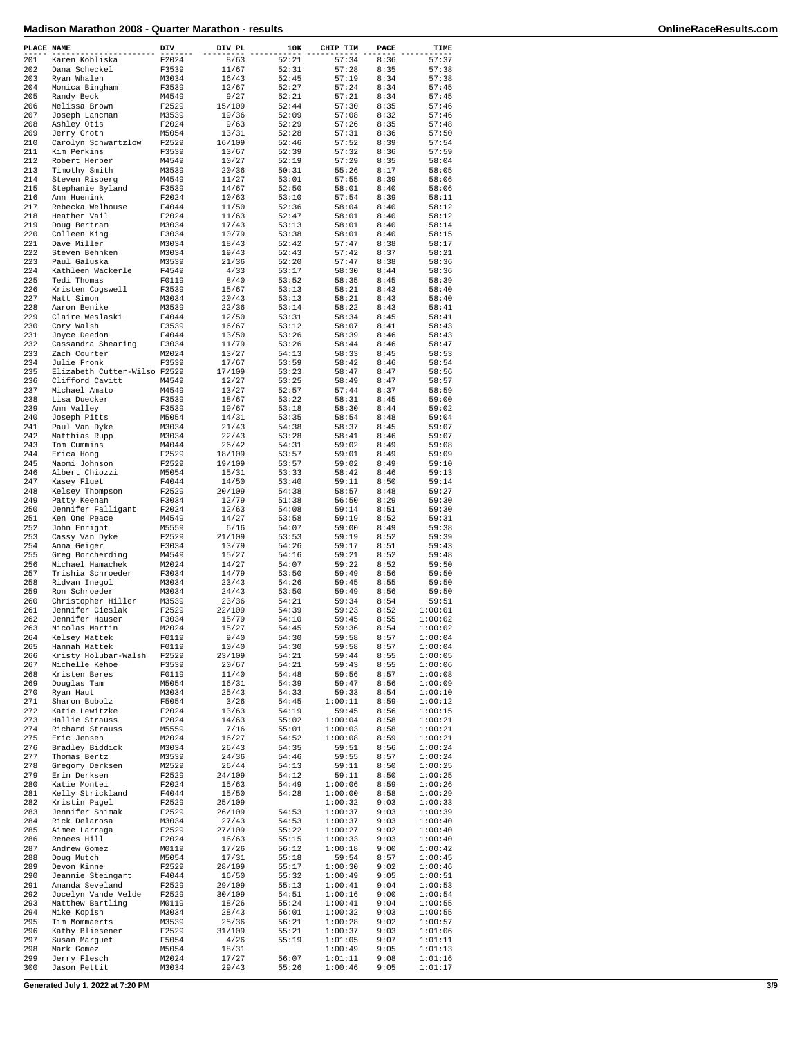# Madison Marathon 2008 - Quarter Marathon - results

| PLACE | NAME | DIV | DIV PL | 10K | CHIP TIM | PACE | TIME |
|---|---|---|---|---|---|---|---|
| 201 | Karen Kobliska | F2024 | 8/63 | 52:21 | 57:34 | 8:36 | 57:37 |
| 202 | Dana Scheckel | F3539 | 11/67 | 52:31 | 57:28 | 8:35 | 57:38 |
| 203 | Ryan Whalen | M3034 | 16/43 | 52:45 | 57:19 | 8:34 | 57:38 |
| 204 | Monica Bingham | F3539 | 12/67 | 52:27 | 57:24 | 8:34 | 57:45 |
| 205 | Randy Beck | M4549 | 9/27 | 52:21 | 57:21 | 8:34 | 57:45 |
| 206 | Melissa Brown | F2529 | 15/109 | 52:44 | 57:30 | 8:35 | 57:46 |
| 207 | Joseph Lancman | M3539 | 19/36 | 52:09 | 57:08 | 8:32 | 57:46 |
| 208 | Ashley Otis | F2024 | 9/63 | 52:29 | 57:26 | 8:35 | 57:48 |
| 209 | Jerry Groth | M5054 | 13/31 | 52:28 | 57:31 | 8:36 | 57:50 |
| 210 | Carolyn Schwartzlow | F2529 | 16/109 | 52:46 | 57:52 | 8:39 | 57:54 |
| 211 | Kim Perkins | F3539 | 13/67 | 52:39 | 57:32 | 8:36 | 57:59 |
| 212 | Robert Herber | M4549 | 10/27 | 52:19 | 57:29 | 8:35 | 58:04 |
| 213 | Timothy Smith | M3539 | 20/36 | 50:31 | 55:26 | 8:17 | 58:05 |
| 214 | Steven Risberg | M4549 | 11/27 | 53:01 | 57:55 | 8:39 | 58:06 |
| 215 | Stephanie Byland | F3539 | 14/67 | 52:50 | 58:01 | 8:40 | 58:06 |
| 216 | Ann Huenink | F2024 | 10/63 | 53:10 | 57:54 | 8:39 | 58:11 |
| 217 | Rebecka Welhouse | F4044 | 11/50 | 52:36 | 58:04 | 8:40 | 58:12 |
| 218 | Heather Vail | F2024 | 11/63 | 52:47 | 58:01 | 8:40 | 58:12 |
| 219 | Doug Bertram | M3034 | 17/43 | 53:13 | 58:01 | 8:40 | 58:14 |
| 220 | Colleen King | F3034 | 10/79 | 53:38 | 58:01 | 8:40 | 58:15 |
| 221 | Dave Miller | M3034 | 18/43 | 52:42 | 57:47 | 8:38 | 58:17 |
| 222 | Steven Behnken | M3034 | 19/43 | 52:43 | 57:42 | 8:37 | 58:21 |
| 223 | Paul Galuska | M3539 | 21/36 | 52:20 | 57:47 | 8:38 | 58:36 |
| 224 | Kathleen Wackerle | F4549 | 4/33 | 53:17 | 58:30 | 8:44 | 58:36 |
| 225 | Tedi Thomas | F0119 | 8/40 | 53:52 | 58:35 | 8:45 | 58:39 |
| 226 | Kristen Cogswell | F3539 | 15/67 | 53:13 | 58:21 | 8:43 | 58:40 |
| 227 | Matt Simon | M3034 | 20/43 | 53:13 | 58:21 | 8:43 | 58:40 |
| 228 | Aaron Benike | M3539 | 22/36 | 53:14 | 58:22 | 8:43 | 58:41 |
| 229 | Claire Weslaski | F4044 | 12/50 | 53:31 | 58:34 | 8:45 | 58:41 |
| 230 | Cory Walsh | F3539 | 16/67 | 53:12 | 58:07 | 8:41 | 58:43 |
| 231 | Joyce Deedon | F4044 | 13/50 | 53:26 | 58:39 | 8:46 | 58:43 |
| 232 | Cassandra Shearing | F3034 | 11/79 | 53:26 | 58:44 | 8:46 | 58:47 |
| 233 | Zach Courter | M2024 | 13/27 | 54:13 | 58:33 | 8:45 | 58:53 |
| 234 | Julie Fronk | F3539 | 17/67 | 53:59 | 58:42 | 8:46 | 58:54 |
| 235 | Elizabeth Cutter-Wilso | F2529 | 17/109 | 53:23 | 58:47 | 8:47 | 58:56 |
| 236 | Clifford Cavitt | M4549 | 12/27 | 53:25 | 58:49 | 8:47 | 58:57 |
| 237 | Michael Amato | M4549 | 13/27 | 52:57 | 57:44 | 8:37 | 58:59 |
| 238 | Lisa Duecker | F3539 | 18/67 | 53:22 | 58:31 | 8:45 | 59:00 |
| 239 | Ann Valley | F3539 | 19/67 | 53:18 | 58:30 | 8:44 | 59:02 |
| 240 | Joseph Pitts | M5054 | 14/31 | 53:35 | 58:54 | 8:48 | 59:04 |
| 241 | Paul Van Dyke | M3034 | 21/43 | 54:38 | 58:37 | 8:45 | 59:07 |
| 242 | Matthias Rupp | M3034 | 22/43 | 53:28 | 58:41 | 8:46 | 59:07 |
| 243 | Tom Cummins | M4044 | 26/42 | 54:31 | 59:02 | 8:49 | 59:08 |
| 244 | Erica Hong | F2529 | 18/109 | 53:57 | 59:01 | 8:49 | 59:09 |
| 245 | Naomi Johnson | F2529 | 19/109 | 53:57 | 59:02 | 8:49 | 59:10 |
| 246 | Albert Chiozzi | M5054 | 15/31 | 53:33 | 58:42 | 8:46 | 59:13 |
| 247 | Kasey Fluet | F4044 | 14/50 | 53:40 | 59:11 | 8:50 | 59:14 |
| 248 | Kelsey Thompson | F2529 | 20/109 | 54:38 | 58:57 | 8:48 | 59:27 |
| 249 | Patty Keenan | F3034 | 12/79 | 51:38 | 56:50 | 8:29 | 59:30 |
| 250 | Jennifer Falligant | F2024 | 12/63 | 54:08 | 59:14 | 8:51 | 59:30 |
| 251 | Ken One Peace | M4549 | 14/27 | 53:58 | 59:19 | 8:52 | 59:31 |
| 252 | John Enright | M5559 | 6/16 | 54:07 | 59:00 | 8:49 | 59:38 |
| 253 | Cassy Van Dyke | F2529 | 21/109 | 53:53 | 59:19 | 8:52 | 59:39 |
| 254 | Anna Geiger | F3034 | 13/79 | 54:26 | 59:17 | 8:51 | 59:43 |
| 255 | Greg Borcherding | M4549 | 15/27 | 54:16 | 59:21 | 8:52 | 59:48 |
| 256 | Michael Hamachek | M2024 | 14/27 | 54:07 | 59:22 | 8:52 | 59:50 |
| 257 | Trishia Schroeder | F3034 | 14/79 | 53:50 | 59:49 | 8:56 | 59:50 |
| 258 | Ridvan Inegol | M3034 | 23/43 | 54:26 | 59:45 | 8:55 | 59:50 |
| 259 | Ron Schroeder | M3034 | 24/43 | 53:50 | 59:49 | 8:56 | 59:50 |
| 260 | Christopher Hiller | M3539 | 23/36 | 54:21 | 59:34 | 8:54 | 59:51 |
| 261 | Jennifer Cieslak | F2529 | 22/109 | 54:39 | 59:23 | 8:52 | 1:00:01 |
| 262 | Jennifer Hauser | F3034 | 15/79 | 54:10 | 59:45 | 8:55 | 1:00:02 |
| 263 | Nicolas Martin | M2024 | 15/27 | 54:45 | 59:36 | 8:54 | 1:00:02 |
| 264 | Kelsey Mattek | F0119 | 9/40 | 54:30 | 59:58 | 8:57 | 1:00:04 |
| 265 | Hannah Mattek | F0119 | 10/40 | 54:30 | 59:58 | 8:57 | 1:00:04 |
| 266 | Kristy Holubar-Walsh | F2529 | 23/109 | 54:21 | 59:44 | 8:55 | 1:00:05 |
| 267 | Michelle Kehoe | F3539 | 20/67 | 54:21 | 59:43 | 8:55 | 1:00:06 |
| 268 | Kristen Beres | F0119 | 11/40 | 54:48 | 59:56 | 8:57 | 1:00:08 |
| 269 | Douglas Tam | M5054 | 16/31 | 54:39 | 59:47 | 8:56 | 1:00:09 |
| 270 | Ryan Haut | M3034 | 25/43 | 54:33 | 59:33 | 8:54 | 1:00:10 |
| 271 | Sharon Bubolz | F5054 | 3/26 | 54:45 | 1:00:11 | 8:59 | 1:00:12 |
| 272 | Katie Lewitzke | F2024 | 13/63 | 54:19 | 59:45 | 8:56 | 1:00:15 |
| 273 | Hallie Strauss | F2024 | 14/63 | 55:02 | 1:00:04 | 8:58 | 1:00:21 |
| 274 | Richard Strauss | M5559 | 7/16 | 55:01 | 1:00:03 | 8:58 | 1:00:21 |
| 275 | Eric Jensen | M2024 | 16/27 | 54:52 | 1:00:08 | 8:59 | 1:00:21 |
| 276 | Bradley Biddick | M3034 | 26/43 | 54:35 | 59:51 | 8:56 | 1:00:24 |
| 277 | Thomas Bertz | M3539 | 24/36 | 54:46 | 59:55 | 8:57 | 1:00:24 |
| 278 | Gregory Derksen | M2529 | 26/44 | 54:13 | 59:11 | 8:50 | 1:00:25 |
| 279 | Erin Derksen | F2529 | 24/109 | 54:12 | 59:11 | 8:50 | 1:00:25 |
| 280 | Katie Montei | F2024 | 15/63 | 54:49 | 1:00:06 | 8:59 | 1:00:26 |
| 281 | Kelly Strickland | F4044 | 15/50 | 54:28 | 1:00:00 | 8:58 | 1:00:29 |
| 282 | Kristin Pagel | F2529 | 25/109 | | 1:00:32 | 9:03 | 1:00:33 |
| 283 | Jennifer Shimak | F2529 | 26/109 | 54:53 | 1:00:37 | 9:03 | 1:00:39 |
| 284 | Rick Delarosa | M3034 | 27/43 | 54:53 | 1:00:37 | 9:03 | 1:00:40 |
| 285 | Aimee Larraga | F2529 | 27/109 | 55:22 | 1:00:27 | 9:02 | 1:00:40 |
| 286 | Renees Hill | F2024 | 16/63 | 55:15 | 1:00:33 | 9:03 | 1:00:40 |
| 287 | Andrew Gomez | M0119 | 17/26 | 56:12 | 1:00:18 | 9:00 | 1:00:42 |
| 288 | Doug Mutch | M5054 | 17/31 | 55:18 | 59:54 | 8:57 | 1:00:45 |
| 289 | Devon Kinne | F2529 | 28/109 | 55:17 | 1:00:30 | 9:02 | 1:00:46 |
| 290 | Jeannie Steingart | F4044 | 16/50 | 55:32 | 1:00:49 | 9:05 | 1:00:51 |
| 291 | Amanda Seveland | F2529 | 29/109 | 55:13 | 1:00:41 | 9:04 | 1:00:53 |
| 292 | Jocelyn Vande Velde | F2529 | 30/109 | 54:51 | 1:00:16 | 9:00 | 1:00:54 |
| 293 | Matthew Bartling | M0119 | 18/26 | 55:24 | 1:00:41 | 9:04 | 1:00:55 |
| 294 | Mike Kopish | M3034 | 28/43 | 56:01 | 1:00:32 | 9:03 | 1:00:55 |
| 295 | Tim Mommaerts | M3539 | 25/36 | 56:21 | 1:00:28 | 9:02 | 1:00:57 |
| 296 | Kathy Bliesener | F2529 | 31/109 | 55:21 | 1:00:37 | 9:03 | 1:01:06 |
| 297 | Susan Marguet | F5054 | 4/26 | 55:19 | 1:01:05 | 9:07 | 1:01:11 |
| 298 | Mark Gomez | M5054 | 18/31 | | 1:00:49 | 9:05 | 1:01:13 |
| 299 | Jerry Flesch | M2024 | 17/27 | 56:07 | 1:01:11 | 9:08 | 1:01:16 |
| 300 | Jason Pettit | M3034 | 29/43 | 55:26 | 1:00:46 | 9:05 | 1:01:17 |

Generated July 1, 2022 at 7:20 PM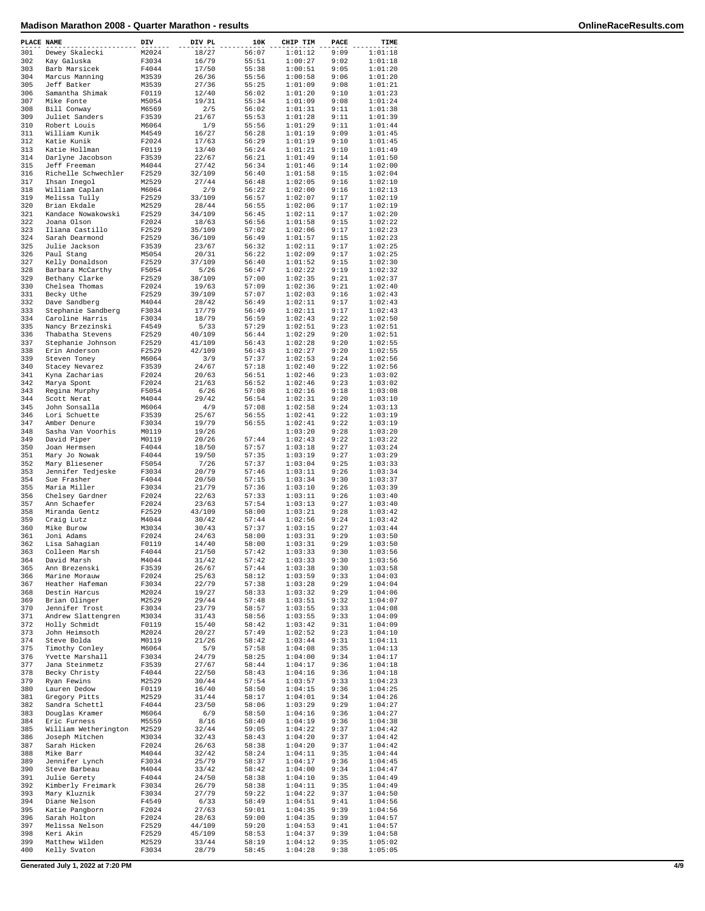# Madison Marathon 2008 - Quarter Marathon - results

OnlineRaceResults.com

| PLACE | NAME | DIV | DIV PL | 10K | CHIP TIM | PACE | TIME |
|---|---|---|---|---|---|---|---|
| 301 | Dewey Skalecki | M2024 | 18/27 | 56:07 | 1:01:12 | 9:09 | 1:01:18 |
| 302 | Kay Galuska | F3034 | 16/79 | 55:51 | 1:00:27 | 9:02 | 1:01:18 |
| 303 | Barb Marsicek | F4044 | 17/50 | 55:38 | 1:00:51 | 9:05 | 1:01:20 |
| 304 | Marcus Manning | M3539 | 26/36 | 55:56 | 1:00:58 | 9:06 | 1:01:20 |
| 305 | Jeff Batker | M3539 | 27/36 | 55:25 | 1:01:09 | 9:08 | 1:01:21 |
| 306 | Samantha Shimak | F0119 | 12/40 | 56:02 | 1:01:20 | 9:10 | 1:01:23 |
| 307 | Mike Fonte | M5054 | 19/31 | 55:34 | 1:01:09 | 9:08 | 1:01:24 |
| 308 | Bill Conway | M6569 | 2/5 | 56:02 | 1:01:31 | 9:11 | 1:01:38 |
| 309 | Juliet Sanders | F3539 | 21/67 | 55:53 | 1:01:28 | 9:11 | 1:01:39 |
| 310 | Robert Louis | M6064 | 1/9 | 55:56 | 1:01:29 | 9:11 | 1:01:44 |
| 311 | William Kunik | M4549 | 16/27 | 56:28 | 1:01:19 | 9:09 | 1:01:45 |
| 312 | Katie Kunik | F2024 | 17/63 | 56:29 | 1:01:19 | 9:10 | 1:01:45 |
| 313 | Katie Hollman | F0119 | 13/40 | 56:24 | 1:01:21 | 9:10 | 1:01:49 |
| 314 | Darlyne Jacobson | F3539 | 22/67 | 56:21 | 1:01:49 | 9:14 | 1:01:50 |
| 315 | Jeff Freeman | M4044 | 27/42 | 56:34 | 1:01:46 | 9:14 | 1:02:00 |
| 316 | Richelle Schwechler | F2529 | 32/109 | 56:40 | 1:01:58 | 9:15 | 1:02:04 |
| 317 | Ihsan Inegol | M2529 | 27/44 | 56:48 | 1:02:05 | 9:16 | 1:02:10 |
| 318 | William Caplan | M6064 | 2/9 | 56:22 | 1:02:00 | 9:16 | 1:02:13 |
| 319 | Melissa Tully | F2529 | 33/109 | 56:57 | 1:02:07 | 9:17 | 1:02:19 |
| 320 | Brian Ekdale | M2529 | 28/44 | 56:55 | 1:02:06 | 9:17 | 1:02:19 |
| 321 | Kandace Nowakowski | F2529 | 34/109 | 56:45 | 1:02:11 | 9:17 | 1:02:20 |
| 322 | Joana Olson | F2024 | 18/63 | 56:56 | 1:01:58 | 9:15 | 1:02:22 |
| 323 | Iliana Castillo | F2529 | 35/109 | 57:02 | 1:02:06 | 9:17 | 1:02:23 |
| 324 | Sarah Dearmond | F2529 | 36/109 | 56:49 | 1:01:57 | 9:15 | 1:02:23 |
| 325 | Julie Jackson | F3539 | 23/67 | 56:32 | 1:02:11 | 9:17 | 1:02:25 |
| 326 | Paul Stang | M5054 | 20/31 | 56:22 | 1:02:09 | 9:17 | 1:02:25 |
| 327 | Kelly Donaldson | F2529 | 37/109 | 56:40 | 1:01:52 | 9:15 | 1:02:30 |
| 328 | Barbara McCarthy | F5054 | 5/26 | 56:47 | 1:02:22 | 9:19 | 1:02:32 |
| 329 | Bethany Clarke | F2529 | 38/109 | 57:00 | 1:02:35 | 9:21 | 1:02:37 |
| 330 | Chelsea Thomas | F2024 | 19/63 | 57:09 | 1:02:36 | 9:21 | 1:02:40 |
| 331 | Becky Uthe | F2529 | 39/109 | 57:07 | 1:02:03 | 9:16 | 1:02:43 |
| 332 | Dave Sandberg | M4044 | 28/42 | 56:49 | 1:02:11 | 9:17 | 1:02:43 |
| 333 | Stephanie Sandberg | F3034 | 17/79 | 56:49 | 1:02:11 | 9:17 | 1:02:43 |
| 334 | Caroline Harris | F3034 | 18/79 | 56:59 | 1:02:43 | 9:22 | 1:02:50 |
| 335 | Nancy Brzezinski | F4549 | 5/33 | 57:29 | 1:02:51 | 9:23 | 1:02:51 |
| 336 | Thabatha Stevens | F2529 | 40/109 | 56:44 | 1:02:29 | 9:20 | 1:02:51 |
| 337 | Stephanie Johnson | F2529 | 41/109 | 56:43 | 1:02:28 | 9:20 | 1:02:55 |
| 338 | Erin Anderson | F2529 | 42/109 | 56:43 | 1:02:27 | 9:20 | 1:02:55 |
| 339 | Steven Toney | M6064 | 3/9 | 57:37 | 1:02:53 | 9:24 | 1:02:56 |
| 340 | Stacey Nevarez | F3539 | 24/67 | 57:18 | 1:02:40 | 9:22 | 1:02:56 |
| 341 | Kyna Zacharias | F2024 | 20/63 | 56:51 | 1:02:46 | 9:23 | 1:03:02 |
| 342 | Marya Spont | F2024 | 21/63 | 56:52 | 1:02:46 | 9:23 | 1:03:02 |
| 343 | Regina Murphy | F5054 | 6/26 | 57:08 | 1:02:16 | 9:18 | 1:03:08 |
| 344 | Scott Nerat | M4044 | 29/42 | 56:54 | 1:02:31 | 9:20 | 1:03:10 |
| 345 | John Sonsalla | M6064 | 4/9 | 57:08 | 1:02:58 | 9:24 | 1:03:13 |
| 346 | Lori Schuette | F3539 | 25/67 | 56:55 | 1:02:41 | 9:22 | 1:03:19 |
| 347 | Amber Denure | F3034 | 19/79 | 56:55 | 1:02:41 | 9:22 | 1:03:19 |
| 348 | Sasha Van Voorhis | M0119 | 19/26 | | 1:03:20 | 9:28 | 1:03:20 |
| 349 | David Piper | M0119 | 20/26 | 57:44 | 1:02:43 | 9:22 | 1:03:22 |
| 350 | Joan Hermsen | F4044 | 18/50 | 57:57 | 1:03:18 | 9:27 | 1:03:24 |
| 351 | Mary Jo Nowak | F4044 | 19/50 | 57:35 | 1:03:19 | 9:27 | 1:03:29 |
| 352 | Mary Bliesener | F5054 | 7/26 | 57:37 | 1:03:04 | 9:25 | 1:03:33 |
| 353 | Jennifer Tedjeske | F3034 | 20/79 | 57:46 | 1:03:11 | 9:26 | 1:03:34 |
| 354 | Sue Frasher | F4044 | 20/50 | 57:15 | 1:03:34 | 9:30 | 1:03:37 |
| 355 | Maria Miller | F3034 | 21/79 | 57:36 | 1:03:10 | 9:26 | 1:03:39 |
| 356 | Chelsey Gardner | F2024 | 22/63 | 57:33 | 1:03:11 | 9:26 | 1:03:40 |
| 357 | Ann Schaefer | F2024 | 23/63 | 57:54 | 1:03:13 | 9:27 | 1:03:40 |
| 358 | Miranda Gentz | F2529 | 43/109 | 58:00 | 1:03:21 | 9:28 | 1:03:42 |
| 359 | Craig Lutz | M4044 | 30/42 | 57:44 | 1:02:56 | 9:24 | 1:03:42 |
| 360 | Mike Burow | M3034 | 30/43 | 57:37 | 1:03:15 | 9:27 | 1:03:44 |
| 361 | Joni Adams | F2024 | 24/63 | 58:00 | 1:03:31 | 9:29 | 1:03:50 |
| 362 | Lisa Sahagian | F0119 | 14/40 | 58:00 | 1:03:31 | 9:29 | 1:03:50 |
| 363 | Colleen Marsh | F4044 | 21/50 | 57:42 | 1:03:33 | 9:30 | 1:03:56 |
| 364 | David Marsh | M4044 | 31/42 | 57:42 | 1:03:33 | 9:30 | 1:03:56 |
| 365 | Ann Brezenski | F3539 | 26/67 | 57:44 | 1:03:38 | 9:30 | 1:03:58 |
| 366 | Marine Morauw | F2024 | 25/63 | 58:12 | 1:03:59 | 9:33 | 1:04:03 |
| 367 | Heather Hafeman | F3034 | 22/79 | 57:38 | 1:03:28 | 9:29 | 1:04:04 |
| 368 | Destin Harcus | M2024 | 19/27 | 58:33 | 1:03:32 | 9:29 | 1:04:06 |
| 369 | Brian Olinger | M2529 | 29/44 | 57:48 | 1:03:51 | 9:32 | 1:04:07 |
| 370 | Jennifer Trost | F3034 | 23/79 | 58:57 | 1:03:55 | 9:33 | 1:04:08 |
| 371 | Andrew Slattengren | M3034 | 31/43 | 58:56 | 1:03:55 | 9:33 | 1:04:09 |
| 372 | Holly Schmidt | F0119 | 15/40 | 58:42 | 1:03:42 | 9:31 | 1:04:09 |
| 373 | John Heimsoth | M2024 | 20/27 | 57:49 | 1:02:52 | 9:23 | 1:04:10 |
| 374 | Steve Bolda | M0119 | 21/26 | 58:42 | 1:03:44 | 9:31 | 1:04:11 |
| 375 | Timothy Conley | M6064 | 5/9 | 57:58 | 1:04:08 | 9:35 | 1:04:13 |
| 376 | Yvette Marshall | F3034 | 24/79 | 58:25 | 1:04:00 | 9:34 | 1:04:17 |
| 377 | Jana Steinmetz | F3539 | 27/67 | 58:44 | 1:04:17 | 9:36 | 1:04:18 |
| 378 | Becky Christy | F4044 | 22/50 | 58:43 | 1:04:16 | 9:36 | 1:04:18 |
| 379 | Ryan Fewins | M2529 | 30/44 | 57:54 | 1:03:57 | 9:33 | 1:04:23 |
| 380 | Lauren Dedow | F0119 | 16/40 | 58:50 | 1:04:15 | 9:36 | 1:04:25 |
| 381 | Gregory Pitts | M2529 | 31/44 | 58:17 | 1:04:01 | 9:34 | 1:04:26 |
| 382 | Sandra Schettl | F4044 | 23/50 | 58:06 | 1:03:29 | 9:29 | 1:04:27 |
| 383 | Douglas Kramer | M6064 | 6/9 | 58:50 | 1:04:16 | 9:36 | 1:04:27 |
| 384 | Eric Furness | M5559 | 8/16 | 58:40 | 1:04:19 | 9:36 | 1:04:38 |
| 385 | William Wetherington | M2529 | 32/44 | 59:05 | 1:04:22 | 9:37 | 1:04:42 |
| 386 | Joseph Mitchen | M3034 | 32/43 | 58:43 | 1:04:20 | 9:37 | 1:04:42 |
| 387 | Sarah Hicken | F2024 | 26/63 | 58:38 | 1:04:20 | 9:37 | 1:04:42 |
| 388 | Mike Barr | M4044 | 32/42 | 58:24 | 1:04:11 | 9:35 | 1:04:44 |
| 389 | Jennifer Lynch | F3034 | 25/79 | 58:37 | 1:04:17 | 9:36 | 1:04:45 |
| 390 | Steve Barbeau | M4044 | 33/42 | 58:42 | 1:04:00 | 9:34 | 1:04:47 |
| 391 | Julie Gerety | F4044 | 24/50 | 58:38 | 1:04:10 | 9:35 | 1:04:49 |
| 392 | Kimberly Freimark | F3034 | 26/79 | 58:38 | 1:04:11 | 9:35 | 1:04:49 |
| 393 | Mary Kluznik | F3034 | 27/79 | 59:22 | 1:04:22 | 9:37 | 1:04:50 |
| 394 | Diane Nelson | F4549 | 6/33 | 58:49 | 1:04:51 | 9:41 | 1:04:56 |
| 395 | Katie Pangborn | F2024 | 27/63 | 59:01 | 1:04:35 | 9:39 | 1:04:56 |
| 396 | Sarah Holton | F2024 | 28/63 | 59:00 | 1:04:35 | 9:39 | 1:04:57 |
| 397 | Melissa Nelson | F2529 | 44/109 | 59:20 | 1:04:53 | 9:41 | 1:04:57 |
| 398 | Keri Akin | F2529 | 45/109 | 58:53 | 1:04:37 | 9:39 | 1:04:58 |
| 399 | Matthew Wilden | M2529 | 33/44 | 58:19 | 1:04:12 | 9:35 | 1:05:02 |
| 400 | Kelly Svaton | F3034 | 28/79 | 58:45 | 1:04:28 | 9:38 | 1:05:05 |

Generated July 1, 2022 at 7:20 PM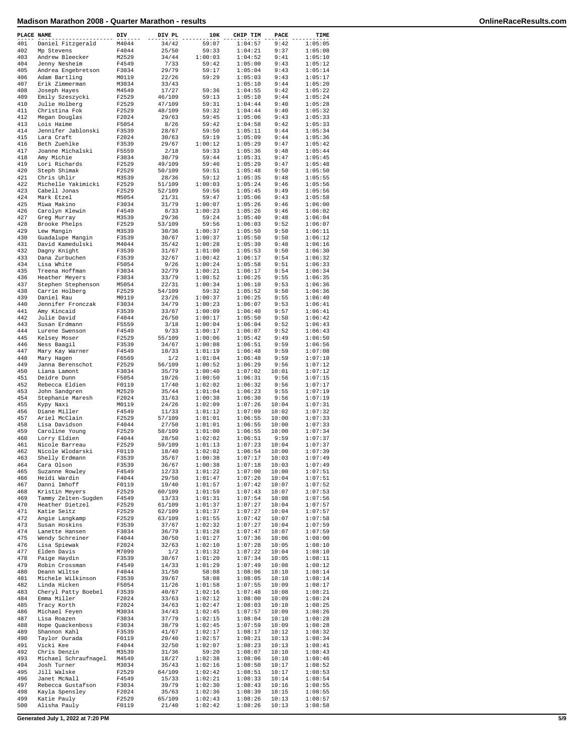# Madison Marathon 2008 - Quarter Marathon - results

| PLACE | NAME | DIV | DIV PL | 10K | CHIP TIM | PACE | TIME |
|---|---|---|---|---|---|---|---|
| 401 | Daniel Fitzgerald | M4044 | 34/42 | 59:07 | 1:04:57 | 9:42 | 1:05:05 |
| 402 | Mp Stevens | F4044 | 25/50 | 59:33 | 1:04:21 | 9:37 | 1:05:08 |
| 403 | Andrew Bleecker | M2529 | 34/44 | 1:00:03 | 1:04:52 | 9:41 | 1:05:10 |
| 404 | Jenny Nesheim | F4549 | 7/33 | 59:42 | 1:05:00 | 9:43 | 1:05:12 |
| 405 | Andrea Engebretson | F3034 | 29/79 | 59:17 | 1:05:04 | 9:43 | 1:05:14 |
| 406 | Adam Bartling | M0119 | 22/26 | 59:29 | 1:05:03 | 9:43 | 1:05:17 |
| 407 | Erik Zimmerman | M3034 | 33/43 | | 1:05:10 | 9:44 | 1:05:20 |
| 408 | Joseph Hayes | M4549 | 17/27 | 59:36 | 1:04:55 | 9:42 | 1:05:22 |
| 409 | Emily Szeszycki | F2529 | 46/109 | 59:13 | 1:05:10 | 9:44 | 1:05:24 |
| 410 | Julie Holberg | F2529 | 47/109 | 59:31 | 1:04:44 | 9:40 | 1:05:28 |
| 411 | Christina Fok | F2529 | 48/109 | 59:32 | 1:04:44 | 9:40 | 1:05:32 |
| 412 | Megan Douglas | F2024 | 29/63 | 59:45 | 1:05:06 | 9:43 | 1:05:33 |
| 413 | Lois Haime | F5054 | 8/26 | 59:42 | 1:04:58 | 9:42 | 1:05:33 |
| 414 | Jennifer Jablonski | F3539 | 28/67 | 59:50 | 1:05:11 | 9:44 | 1:05:34 |
| 415 | Lara Craft | F2024 | 30/63 | 59:19 | 1:05:09 | 9:44 | 1:05:36 |
| 416 | Beth Zuehlke | F3539 | 29/67 | 1:00:12 | 1:05:29 | 9:47 | 1:05:42 |
| 417 | Joanne Michalski | F5559 | 2/18 | 59:33 | 1:05:36 | 9:48 | 1:05:44 |
| 418 | Amy Michie | F3034 | 30/79 | 59:44 | 1:05:31 | 9:47 | 1:05:45 |
| 419 | Lori Richards | F2529 | 49/109 | 59:46 | 1:05:29 | 9:47 | 1:05:48 |
| 420 | Steph Shimak | F2529 | 50/109 | 59:51 | 1:05:48 | 9:50 | 1:05:50 |
| 421 | Chris Uhlir | M3539 | 28/36 | 59:12 | 1:05:35 | 9:48 | 1:05:55 |
| 422 | Michelle Yakimicki | F2529 | 51/109 | 1:00:03 | 1:05:24 | 9:46 | 1:05:56 |
| 423 | Cabell Jonas | F2529 | 52/109 | 59:56 | 1:05:45 | 9:49 | 1:05:56 |
| 424 | Mark Etzel | M5054 | 21/31 | 59:47 | 1:05:06 | 9:43 | 1:05:58 |
| 425 | Miwa Makino | F3034 | 31/79 | 1:00:07 | 1:05:26 | 9:46 | 1:06:00 |
| 426 | Carolyn Klewin | F4549 | 8/33 | 1:00:23 | 1:05:26 | 9:46 | 1:06:02 |
| 427 | Greg Murray | M3539 | 29/36 | 59:24 | 1:05:40 | 9:48 | 1:06:04 |
| 428 | Brooke Phelps | F2529 | 53/109 | 59:56 | 1:06:03 | 9:52 | 1:06:07 |
| 429 | Lew Mangin | M3539 | 30/36 | 1:00:37 | 1:05:50 | 9:50 | 1:06:11 |
| 430 | Guadalupe Mangin | F3539 | 30/67 | 1:00:37 | 1:05:50 | 9:50 | 1:06:12 |
| 431 | David Kamedulski | M4044 | 35/42 | 1:00:28 | 1:05:39 | 9:48 | 1:06:16 |
| 432 | Dagny Knight | F3539 | 31/67 | 1:01:00 | 1:05:53 | 9:50 | 1:06:30 |
| 433 | Dana Zurbuchen | F3539 | 32/67 | 1:00:42 | 1:06:17 | 9:54 | 1:06:32 |
| 434 | Lisa White | F5054 | 9/26 | 1:00:24 | 1:05:58 | 9:51 | 1:06:33 |
| 435 | Treena Hoffman | F3034 | 32/79 | 1:00:21 | 1:06:17 | 9:54 | 1:06:34 |
| 436 | Heather Meyers | F3034 | 33/79 | 1:00:52 | 1:06:25 | 9:55 | 1:06:35 |
| 437 | Stephen Stephenson | M5054 | 22/31 | 1:00:34 | 1:06:10 | 9:53 | 1:06:36 |
| 438 | Carrie Holberg | F2529 | 54/109 | 59:32 | 1:05:52 | 9:50 | 1:06:36 |
| 439 | Daniel Rau | M0119 | 23/26 | 1:00:37 | 1:06:25 | 9:55 | 1:06:40 |
| 440 | Jennifer Fronczak | F3034 | 34/79 | 1:00:23 | 1:06:07 | 9:53 | 1:06:41 |
| 441 | Amy Kincaid | F3539 | 33/67 | 1:00:09 | 1:06:40 | 9:57 | 1:06:41 |
| 442 | Julie David | F4044 | 26/50 | 1:00:17 | 1:05:50 | 9:50 | 1:06:42 |
| 443 | Susan Erdmann | F5559 | 3/18 | 1:00:04 | 1:06:04 | 9:52 | 1:06:43 |
| 444 | Lurene Swenson | F4549 | 9/33 | 1:00:17 | 1:06:07 | 9:52 | 1:06:43 |
| 445 | Kelsey Moser | F2529 | 55/109 | 1:00:06 | 1:05:42 | 9:49 | 1:06:50 |
| 446 | Ness Baagil | F3539 | 34/67 | 1:00:08 | 1:06:51 | 9:59 | 1:06:56 |
| 447 | Mary Kay Warner | F4549 | 10/33 | 1:01:19 | 1:06:48 | 9:59 | 1:07:08 |
| 448 | Mary Hagen | F6569 | 1/2 | 1:01:04 | 1:06:48 | 9:59 | 1:07:10 |
| 449 | Janna Berenschot | F2529 | 56/109 | 1:00:52 | 1:06:29 | 9:56 | 1:07:12 |
| 450 | Liana Lamont | F3034 | 35/79 | 1:00:40 | 1:07:02 | 10:01 | 1:07:12 |
| 451 | Deidre Dunn | F5054 | 10/26 | 1:00:50 | 1:06:31 | 9:56 | 1:07:15 |
| 452 | Rebecca Eldien | F0119 | 17/40 | 1:02:02 | 1:06:32 | 9:56 | 1:07:17 |
| 453 | John Sandgren | M2529 | 35/44 | 1:01:04 | 1:06:23 | 9:55 | 1:07:19 |
| 454 | Stephanie Maresh | F2024 | 31/63 | 1:00:38 | 1:06:30 | 9:56 | 1:07:19 |
| 455 | Kypy Naxi | M0119 | 24/26 | 1:02:09 | 1:07:26 | 10:04 | 1:07:31 |
| 456 | Diane Miller | F4549 | 11/33 | 1:01:12 | 1:07:09 | 10:02 | 1:07:32 |
| 457 | Ariel McClain | F2529 | 57/109 | 1:01:01 | 1:06:55 | 10:00 | 1:07:33 |
| 458 | Lisa Davidson | F4044 | 27/50 | 1:01:01 | 1:06:55 | 10:00 | 1:07:33 |
| 459 | Caroline Young | F2529 | 58/109 | 1:01:00 | 1:06:55 | 10:00 | 1:07:34 |
| 460 | Lorry Eldien | F4044 | 28/50 | 1:02:02 | 1:06:51 | 9:59 | 1:07:37 |
| 461 | Nicole Barreau | F2529 | 59/109 | 1:01:13 | 1:07:23 | 10:04 | 1:07:37 |
| 462 | Nicole Wlodarski | F0119 | 18/40 | 1:02:02 | 1:06:54 | 10:00 | 1:07:39 |
| 463 | Shelly Erdmann | F3539 | 35/67 | 1:00:38 | 1:07:17 | 10:03 | 1:07:49 |
| 464 | Cara Olson | F3539 | 36/67 | 1:00:38 | 1:07:18 | 10:03 | 1:07:49 |
| 465 | Suzanne Rowley | F4549 | 12/33 | 1:01:22 | 1:07:00 | 10:00 | 1:07:51 |
| 466 | Heidi Wardin | F4044 | 29/50 | 1:01:47 | 1:07:26 | 10:04 | 1:07:51 |
| 467 | Danni Imhoff | F0119 | 19/40 | 1:01:57 | 1:07:42 | 10:07 | 1:07:52 |
| 468 | Kristin Meyers | F2529 | 60/109 | 1:01:59 | 1:07:43 | 10:07 | 1:07:53 |
| 469 | Tammy Zelten-Sugden | F4549 | 13/33 | 1:01:31 | 1:07:54 | 10:08 | 1:07:56 |
| 470 | Heather Dietzel | F2529 | 61/109 | 1:01:37 | 1:07:27 | 10:04 | 1:07:57 |
| 471 | Katie Seitz | F2529 | 62/109 | 1:01:37 | 1:07:27 | 10:04 | 1:07:57 |
| 472 | Angie Langkamp | F2529 | 63/109 | 1:01:55 | 1:07:42 | 10:07 | 1:07:58 |
| 473 | Susan Hoskins | F3539 | 37/67 | 1:02:32 | 1:07:27 | 10:04 | 1:07:59 |
| 474 | Lanette Hansen | F3034 | 36/79 | 1:01:28 | 1:07:47 | 10:07 | 1:07:59 |
| 475 | Wendy Schreiner | F4044 | 30/50 | 1:01:27 | 1:07:36 | 10:06 | 1:08:00 |
| 476 | Lisa Spiewak | F2024 | 32/63 | 1:02:10 | 1:07:28 | 10:05 | 1:08:10 |
| 477 | Elden Davis | M7099 | 1/2 | 1:01:32 | 1:07:22 | 10:04 | 1:08:10 |
| 478 | Paige Haydin | F3539 | 38/67 | 1:01:20 | 1:07:34 | 10:05 | 1:08:11 |
| 479 | Robin Crossman | F4549 | 14/33 | 1:01:29 | 1:07:49 | 10:08 | 1:08:12 |
| 480 | Deann Wiltse | F4044 | 31/50 | 58:08 | 1:08:06 | 10:10 | 1:08:14 |
| 481 | Michele Wilkinson | F3539 | 39/67 | 58:08 | 1:08:05 | 10:10 | 1:08:14 |
| 482 | Linda Hicken | F5054 | 11/26 | 1:01:58 | 1:07:55 | 10:09 | 1:08:17 |
| 483 | Cheryl Patty Boebel | F3539 | 40/67 | 1:02:16 | 1:07:48 | 10:08 | 1:08:21 |
| 484 | Emma Miller | F2024 | 33/63 | 1:02:12 | 1:08:00 | 10:09 | 1:08:24 |
| 485 | Tracy Korth | F2024 | 34/63 | 1:02:47 | 1:08:03 | 10:10 | 1:08:25 |
| 486 | Michael Feyen | M3034 | 34/43 | 1:02:45 | 1:07:57 | 10:09 | 1:08:26 |
| 487 | Lisa Roazen | F3034 | 37/79 | 1:02:15 | 1:08:04 | 10:10 | 1:08:28 |
| 488 | Hope Quackenboss | F3034 | 38/79 | 1:02:45 | 1:07:59 | 10:09 | 1:08:28 |
| 489 | Shannon Kahl | F3539 | 41/67 | 1:02:17 | 1:08:17 | 10:12 | 1:08:32 |
| 490 | Taylor Ourada | F0119 | 20/40 | 1:02:57 | 1:08:21 | 10:13 | 1:08:34 |
| 491 | Vicki Kee | F4044 | 32/50 | 1:02:07 | 1:08:23 | 10:13 | 1:08:41 |
| 492 | Chris Denzin | M3539 | 31/36 | 59:20 | 1:08:07 | 10:10 | 1:08:43 |
| 493 | Michael Schraufnagel | M4549 | 18/27 | 1:02:38 | 1:08:06 | 10:10 | 1:08:46 |
| 494 | Josh Turner | M3034 | 35/43 | 1:02:16 | 1:08:50 | 10:17 | 1:08:52 |
| 495 | Jill Walske | F2529 | 64/109 | 1:02:42 | 1:08:51 | 10:17 | 1:08:53 |
| 496 | Janet McNall | F4549 | 15/33 | 1:02:21 | 1:08:33 | 10:14 | 1:08:54 |
| 497 | Rebecca Gustafson | F3034 | 39/79 | 1:02:30 | 1:08:43 | 10:16 | 1:08:55 |
| 498 | Kayla Spensley | F2024 | 35/63 | 1:02:36 | 1:08:39 | 10:15 | 1:08:55 |
| 499 | Katie Pauly | F2529 | 65/109 | 1:02:43 | 1:08:26 | 10:13 | 1:08:57 |
| 500 | Alisha Pauly | F0119 | 21/40 | 1:02:42 | 1:08:26 | 10:13 | 1:08:58 |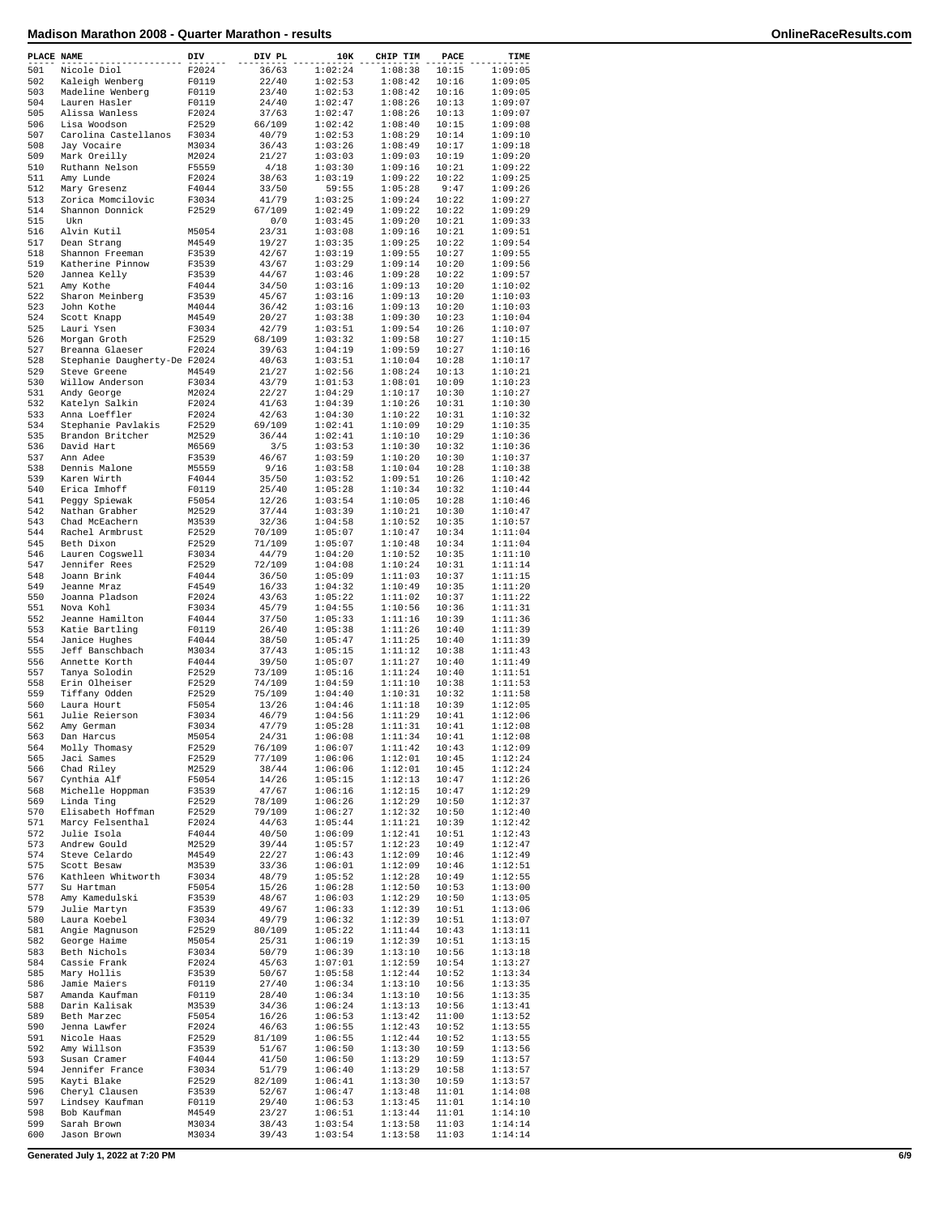# Madison Marathon 2008 - Quarter Marathon - results

| PLACE | NAME | DIV | DIV PL | 10K | CHIP TIM | PACE | TIME |
|---|---|---|---|---|---|---|---|
| 501 | Nicole Diol | F2024 | 36/63 | 1:02:24 | 1:08:38 | 10:15 | 1:09:05 |
| 502 | Kaleigh Wenberg | F0119 | 22/40 | 1:02:53 | 1:08:42 | 10:16 | 1:09:05 |
| 503 | Madeline Wenberg | F0119 | 23/40 | 1:02:53 | 1:08:42 | 10:16 | 1:09:05 |
| 504 | Lauren Hasler | F0119 | 24/40 | 1:02:47 | 1:08:26 | 10:13 | 1:09:07 |
| 505 | Alissa Wanless | F2024 | 37/63 | 1:02:47 | 1:08:26 | 10:13 | 1:09:07 |
| 506 | Lisa Woodson | F2529 | 66/109 | 1:02:42 | 1:08:40 | 10:15 | 1:09:08 |
| 507 | Carolina Castellanos | F3034 | 40/79 | 1:02:53 | 1:08:29 | 10:14 | 1:09:10 |
| 508 | Jay Vocaire | M3034 | 36/43 | 1:03:26 | 1:08:49 | 10:17 | 1:09:18 |
| 509 | Mark Oreilly | M2024 | 21/27 | 1:03:03 | 1:09:03 | 10:19 | 1:09:20 |
| 510 | Ruthann Nelson | F5559 | 4/18 | 1:03:30 | 1:09:16 | 10:21 | 1:09:22 |
| 511 | Amy Lunde | F2024 | 38/63 | 1:03:19 | 1:09:22 | 10:22 | 1:09:25 |
| 512 | Mary Gresenz | F4044 | 33/50 | 59:55 | 1:05:28 | 9:47 | 1:09:26 |
| 513 | Zorica Momcilovic | F3034 | 41/79 | 1:03:25 | 1:09:24 | 10:22 | 1:09:27 |
| 514 | Shannon Donnick | F2529 | 67/109 | 1:02:49 | 1:09:22 | 10:22 | 1:09:29 |
| 515 | Ukn | | 0/0 | 1:03:45 | 1:09:20 | 10:21 | 1:09:33 |
| 516 | Alvin Kutil | M5054 | 23/31 | 1:03:08 | 1:09:16 | 10:21 | 1:09:51 |
| 517 | Dean Strang | M4549 | 19/27 | 1:03:35 | 1:09:25 | 10:22 | 1:09:54 |
| 518 | Shannon Freeman | F3539 | 42/67 | 1:03:19 | 1:09:55 | 10:27 | 1:09:55 |
| 519 | Katherine Pinnow | F3539 | 43/67 | 1:03:29 | 1:09:14 | 10:20 | 1:09:56 |
| 520 | Jannea Kelly | F3539 | 44/67 | 1:03:46 | 1:09:28 | 10:22 | 1:09:57 |
| 521 | Amy Kothe | F4044 | 34/50 | 1:03:16 | 1:09:13 | 10:20 | 1:10:02 |
| 522 | Sharon Meinberg | F3539 | 45/67 | 1:03:16 | 1:09:13 | 10:20 | 1:10:03 |
| 523 | John Kothe | M4044 | 36/42 | 1:03:16 | 1:09:13 | 10:20 | 1:10:03 |
| 524 | Scott Knapp | M4549 | 20/27 | 1:03:38 | 1:09:30 | 10:23 | 1:10:04 |
| 525 | Lauri Ysen | F3034 | 42/79 | 1:03:51 | 1:09:54 | 10:26 | 1:10:07 |
| 526 | Morgan Groth | F2529 | 68/109 | 1:03:32 | 1:09:58 | 10:27 | 1:10:15 |
| 527 | Breanna Glaeser | F2024 | 39/63 | 1:04:19 | 1:09:59 | 10:27 | 1:10:16 |
| 528 | Stephanie Daugherty-De | F2024 | 40/63 | 1:03:51 | 1:10:04 | 10:28 | 1:10:17 |
| 529 | Steve Greene | M4549 | 21/27 | 1:02:56 | 1:08:24 | 10:13 | 1:10:21 |
| 530 | Willow Anderson | F3034 | 43/79 | 1:01:53 | 1:08:01 | 10:09 | 1:10:23 |
| 531 | Andy George | M2024 | 22/27 | 1:04:29 | 1:10:17 | 10:30 | 1:10:27 |
| 532 | Katelyn Salkin | F2024 | 41/63 | 1:04:39 | 1:10:26 | 10:31 | 1:10:30 |
| 533 | Anna Loeffler | F2024 | 42/63 | 1:04:30 | 1:10:22 | 10:31 | 1:10:32 |
| 534 | Stephanie Pavlakis | F2529 | 69/109 | 1:02:41 | 1:10:09 | 10:29 | 1:10:35 |
| 535 | Brandon Britcher | M2529 | 36/44 | 1:02:41 | 1:10:10 | 10:29 | 1:10:36 |
| 536 | David Hart | M6569 | 3/5 | 1:03:53 | 1:10:30 | 10:32 | 1:10:36 |
| 537 | Ann Adee | F3539 | 46/67 | 1:03:59 | 1:10:20 | 10:30 | 1:10:37 |
| 538 | Dennis Malone | M5559 | 9/16 | 1:03:58 | 1:10:04 | 10:28 | 1:10:38 |
| 539 | Karen Wirth | F4044 | 35/50 | 1:03:52 | 1:09:51 | 10:26 | 1:10:42 |
| 540 | Erica Imhoff | F0119 | 25/40 | 1:05:28 | 1:10:34 | 10:32 | 1:10:44 |
| 541 | Peggy Spiewak | F5054 | 12/26 | 1:03:54 | 1:10:05 | 10:28 | 1:10:46 |
| 542 | Nathan Grabher | M2529 | 37/44 | 1:03:39 | 1:10:21 | 10:30 | 1:10:47 |
| 543 | Chad McEachern | M3539 | 32/36 | 1:04:58 | 1:10:52 | 10:35 | 1:10:57 |
| 544 | Rachel Armbrust | F2529 | 70/109 | 1:05:07 | 1:10:47 | 10:34 | 1:11:04 |
| 545 | Beth Dixon | F2529 | 71/109 | 1:05:07 | 1:10:48 | 10:34 | 1:11:04 |
| 546 | Lauren Cogswell | F3034 | 44/79 | 1:04:20 | 1:10:52 | 10:35 | 1:11:10 |
| 547 | Jennifer Rees | F2529 | 72/109 | 1:04:08 | 1:10:24 | 10:31 | 1:11:14 |
| 548 | Joann Brink | F4044 | 36/50 | 1:05:09 | 1:11:03 | 10:37 | 1:11:15 |
| 549 | Jeanne Mraz | F4549 | 16/33 | 1:04:32 | 1:10:49 | 10:35 | 1:11:20 |
| 550 | Joanna Pladson | F2024 | 43/63 | 1:05:22 | 1:11:02 | 10:37 | 1:11:22 |
| 551 | Nova Kohl | F3034 | 45/79 | 1:04:55 | 1:10:56 | 10:36 | 1:11:31 |
| 552 | Jeanne Hamilton | F4044 | 37/50 | 1:05:33 | 1:11:16 | 10:39 | 1:11:36 |
| 553 | Katie Bartling | F0119 | 26/40 | 1:05:38 | 1:11:26 | 10:40 | 1:11:39 |
| 554 | Janice Hughes | F4044 | 38/50 | 1:05:47 | 1:11:25 | 10:40 | 1:11:39 |
| 555 | Jeff Banschbach | M3034 | 37/43 | 1:05:15 | 1:11:12 | 10:38 | 1:11:43 |
| 556 | Annette Korth | F4044 | 39/50 | 1:05:07 | 1:11:27 | 10:40 | 1:11:49 |
| 557 | Tanya Solodin | F2529 | 73/109 | 1:05:16 | 1:11:24 | 10:40 | 1:11:51 |
| 558 | Erin Olheiser | F2529 | 74/109 | 1:04:59 | 1:11:10 | 10:38 | 1:11:53 |
| 559 | Tiffany Odden | F2529 | 75/109 | 1:04:40 | 1:10:31 | 10:32 | 1:11:58 |
| 560 | Laura Hourt | F5054 | 13/26 | 1:04:46 | 1:11:18 | 10:39 | 1:12:05 |
| 561 | Julie Reierson | F3034 | 46/79 | 1:04:56 | 1:11:29 | 10:41 | 1:12:06 |
| 562 | Amy German | F3034 | 47/79 | 1:05:28 | 1:11:31 | 10:41 | 1:12:08 |
| 563 | Dan Harcus | M5054 | 24/31 | 1:06:08 | 1:11:34 | 10:41 | 1:12:08 |
| 564 | Molly Thomasy | F2529 | 76/109 | 1:06:07 | 1:11:42 | 10:43 | 1:12:09 |
| 565 | Jaci Sames | F2529 | 77/109 | 1:06:06 | 1:12:01 | 10:45 | 1:12:24 |
| 566 | Chad Riley | M2529 | 38/44 | 1:06:06 | 1:12:01 | 10:45 | 1:12:24 |
| 567 | Cynthia Alf | F5054 | 14/26 | 1:05:15 | 1:12:13 | 10:47 | 1:12:26 |
| 568 | Michelle Hoppman | F3539 | 47/67 | 1:06:16 | 1:12:15 | 10:47 | 1:12:29 |
| 569 | Linda Ting | F2529 | 78/109 | 1:06:26 | 1:12:29 | 10:50 | 1:12:37 |
| 570 | Elisabeth Hoffman | F2529 | 79/109 | 1:06:27 | 1:12:32 | 10:50 | 1:12:40 |
| 571 | Marcy Felsenthal | F2024 | 44/63 | 1:05:44 | 1:11:21 | 10:39 | 1:12:42 |
| 572 | Julie Isola | F4044 | 40/50 | 1:06:09 | 1:12:41 | 10:51 | 1:12:43 |
| 573 | Andrew Gould | M2529 | 39/44 | 1:05:57 | 1:12:23 | 10:49 | 1:12:47 |
| 574 | Steve Celardo | M4549 | 22/27 | 1:06:43 | 1:12:09 | 10:46 | 1:12:49 |
| 575 | Scott Besaw | M3539 | 33/36 | 1:06:01 | 1:12:09 | 10:46 | 1:12:51 |
| 576 | Kathleen Whitworth | F3034 | 48/79 | 1:05:52 | 1:12:28 | 10:49 | 1:12:55 |
| 577 | Su Hartman | F5054 | 15/26 | 1:06:28 | 1:12:50 | 10:53 | 1:13:00 |
| 578 | Amy Kamedulski | F3539 | 48/67 | 1:06:03 | 1:12:29 | 10:50 | 1:13:05 |
| 579 | Julie Martyn | F3539 | 49/67 | 1:06:33 | 1:12:39 | 10:51 | 1:13:06 |
| 580 | Laura Koebel | F3034 | 49/79 | 1:06:32 | 1:12:39 | 10:51 | 1:13:07 |
| 581 | Angie Magnuson | F2529 | 80/109 | 1:05:22 | 1:11:44 | 10:43 | 1:13:11 |
| 582 | George Haime | M5054 | 25/31 | 1:06:19 | 1:12:39 | 10:51 | 1:13:15 |
| 583 | Beth Nichols | F3034 | 50/79 | 1:06:39 | 1:13:10 | 10:56 | 1:13:18 |
| 584 | Cassie Frank | F2024 | 45/63 | 1:07:01 | 1:12:59 | 10:54 | 1:13:27 |
| 585 | Mary Hollis | F3539 | 50/67 | 1:05:58 | 1:12:44 | 10:52 | 1:13:34 |
| 586 | Jamie Maiers | F0119 | 27/40 | 1:06:34 | 1:13:10 | 10:56 | 1:13:35 |
| 587 | Amanda Kaufman | F0119 | 28/40 | 1:06:34 | 1:13:10 | 10:56 | 1:13:35 |
| 588 | Darin Kalisak | M3539 | 34/36 | 1:06:24 | 1:13:13 | 10:56 | 1:13:41 |
| 589 | Beth Marzec | F5054 | 16/26 | 1:06:53 | 1:13:42 | 11:00 | 1:13:52 |
| 590 | Jenna Lawfer | F2024 | 46/63 | 1:06:55 | 1:12:43 | 10:52 | 1:13:55 |
| 591 | Nicole Haas | F2529 | 81/109 | 1:06:55 | 1:12:44 | 10:52 | 1:13:55 |
| 592 | Amy Willson | F3539 | 51/67 | 1:06:50 | 1:13:30 | 10:59 | 1:13:56 |
| 593 | Susan Cramer | F4044 | 41/50 | 1:06:50 | 1:13:29 | 10:59 | 1:13:57 |
| 594 | Jennifer France | F3034 | 51/79 | 1:06:40 | 1:13:29 | 10:58 | 1:13:57 |
| 595 | Kayti Blake | F2529 | 82/109 | 1:06:41 | 1:13:30 | 10:59 | 1:13:57 |
| 596 | Cheryl Clausen | F3539 | 52/67 | 1:06:47 | 1:13:48 | 11:01 | 1:14:08 |
| 597 | Lindsey Kaufman | F0119 | 29/40 | 1:06:53 | 1:13:45 | 11:01 | 1:14:10 |
| 598 | Bob Kaufman | M4549 | 23/27 | 1:06:51 | 1:13:44 | 11:01 | 1:14:10 |
| 599 | Sarah Brown | M3034 | 38/43 | 1:03:54 | 1:13:58 | 11:03 | 1:14:14 |
| 600 | Jason Brown | M3034 | 39/43 | 1:03:54 | 1:13:58 | 11:03 | 1:14:14 |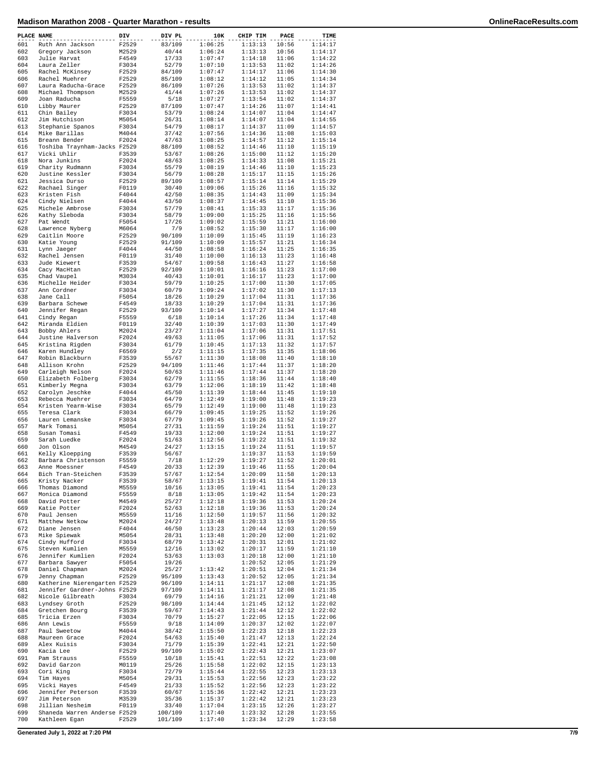# Madison Marathon 2008 - Quarter Marathon - results

| PLACE | NAME | DIV | DIV PL | 10K | CHIP TIM | PACE | TIME |
|---|---|---|---|---|---|---|---|
| 601 | Ruth Ann Jackson | F2529 | 83/109 | 1:06:25 | 1:13:13 | 10:56 | 1:14:17 |
| 602 | Gregory Jackson | M2529 | 40/44 | 1:06:24 | 1:13:13 | 10:56 | 1:14:17 |
| 603 | Julie Harvat | F4549 | 17/33 | 1:07:47 | 1:14:18 | 11:06 | 1:14:22 |
| 604 | Laura Zeller | F3034 | 52/79 | 1:07:10 | 1:13:53 | 11:02 | 1:14:26 |
| 605 | Rachel McKinsey | F2529 | 84/109 | 1:07:47 | 1:14:17 | 11:06 | 1:14:30 |
| 606 | Rachel Muehrer | F2529 | 85/109 | 1:08:12 | 1:14:12 | 11:05 | 1:14:34 |
| 607 | Laura Raducha-Grace | F2529 | 86/109 | 1:07:26 | 1:13:53 | 11:02 | 1:14:37 |
| 608 | Michael Thompson | M2529 | 41/44 | 1:07:26 | 1:13:53 | 11:02 | 1:14:37 |
| 609 | Joan Raducha | F5559 | 5/18 | 1:07:27 | 1:13:54 | 11:02 | 1:14:37 |
| 610 | Libby Maurer | F2529 | 87/109 | 1:07:47 | 1:14:26 | 11:07 | 1:14:41 |
| 611 | Chin Bailey | F3034 | 53/79 | 1:08:24 | 1:14:07 | 11:04 | 1:14:47 |
| 612 | Jim Hutchison | M5054 | 26/31 | 1:08:14 | 1:14:07 | 11:04 | 1:14:55 |
| 613 | Stephanie Spanos | F3034 | 54/79 | 1:08:17 | 1:14:37 | 11:09 | 1:14:57 |
| 614 | Mike Barillas | M4044 | 37/42 | 1:07:56 | 1:14:36 | 11:08 | 1:15:03 |
| 615 | Breann Bender | F2024 | 47/63 | 1:08:25 | 1:14:57 | 11:12 | 1:15:14 |
| 616 | Toshiba Traynham-Jacks | F2529 | 88/109 | 1:08:52 | 1:14:46 | 11:10 | 1:15:19 |
| 617 | Vicki Uhlir | F3539 | 53/67 | 1:08:26 | 1:15:00 | 11:12 | 1:15:20 |
| 618 | Nora Junkins | F2024 | 48/63 | 1:08:25 | 1:14:33 | 11:08 | 1:15:21 |
| 619 | Charity Rudmann | F3034 | 55/79 | 1:08:19 | 1:14:46 | 11:10 | 1:15:23 |
| 620 | Justine Kessler | F3034 | 56/79 | 1:08:28 | 1:15:17 | 11:15 | 1:15:26 |
| 621 | Jessica Durso | F2529 | 89/109 | 1:08:57 | 1:15:14 | 11:14 | 1:15:29 |
| 622 | Rachael Singer | F0119 | 30/40 | 1:09:06 | 1:15:26 | 11:16 | 1:15:32 |
| 623 | Kristen Fish | F4044 | 42/50 | 1:08:35 | 1:14:43 | 11:09 | 1:15:34 |
| 624 | Cindy Nielsen | F4044 | 43/50 | 1:08:37 | 1:14:45 | 11:10 | 1:15:36 |
| 625 | Michele Ambrose | F3034 | 57/79 | 1:08:41 | 1:15:33 | 11:17 | 1:15:36 |
| 626 | Kathy Sleboda | F3034 | 58/79 | 1:09:00 | 1:15:25 | 11:16 | 1:15:56 |
| 627 | Pat Wendt | F5054 | 17/26 | 1:09:02 | 1:15:59 | 11:21 | 1:16:00 |
| 628 | Lawrence Nyberg | M6064 | 7/9 | 1:08:52 | 1:15:30 | 11:17 | 1:16:00 |
| 629 | Caitlin Moore | F2529 | 90/109 | 1:10:09 | 1:15:45 | 11:19 | 1:16:23 |
| 630 | Katie Young | F2529 | 91/109 | 1:10:09 | 1:15:57 | 11:21 | 1:16:34 |
| 631 | Lynn Jaeger | F4044 | 44/50 | 1:08:58 | 1:16:24 | 11:25 | 1:16:35 |
| 632 | Rachel Jensen | F0119 | 31/40 | 1:10:00 | 1:16:13 | 11:23 | 1:16:48 |
| 633 | Jude Kiewert | F3539 | 54/67 | 1:09:58 | 1:16:43 | 11:27 | 1:16:58 |
| 634 | Cacy MacHtan | F2529 | 92/109 | 1:10:01 | 1:16:16 | 11:23 | 1:17:00 |
| 635 | Chad Vaupel | M3034 | 40/43 | 1:10:01 | 1:16:17 | 11:23 | 1:17:00 |
| 636 | Michelle Heider | F3034 | 59/79 | 1:10:25 | 1:17:00 | 11:30 | 1:17:05 |
| 637 | Ann Cordner | F3034 | 60/79 | 1:09:24 | 1:17:02 | 11:30 | 1:17:13 |
| 638 | Jane Call | F5054 | 18/26 | 1:10:29 | 1:17:04 | 11:31 | 1:17:36 |
| 639 | Barbara Schewe | F4549 | 18/33 | 1:10:29 | 1:17:04 | 11:31 | 1:17:36 |
| 640 | Jennifer Regan | F2529 | 93/109 | 1:10:14 | 1:17:27 | 11:34 | 1:17:48 |
| 641 | Cindy Regan | F5559 | 6/18 | 1:10:14 | 1:17:26 | 11:34 | 1:17:48 |
| 642 | Miranda Eldien | F0119 | 32/40 | 1:10:39 | 1:17:03 | 11:30 | 1:17:49 |
| 643 | Bobby Ahlers | M2024 | 23/27 | 1:11:04 | 1:17:06 | 11:31 | 1:17:51 |
| 644 | Justine Halverson | F2024 | 49/63 | 1:11:05 | 1:17:06 | 11:31 | 1:17:52 |
| 645 | Kristina Rigden | F3034 | 61/79 | 1:10:45 | 1:17:13 | 11:32 | 1:17:57 |
| 646 | Karen Hundley | F6569 | 2/2 | 1:11:15 | 1:17:35 | 11:35 | 1:18:06 |
| 647 | Robin Blackburn | F3539 | 55/67 | 1:11:30 | 1:18:08 | 11:40 | 1:18:10 |
| 648 | Allison Krohn | F2529 | 94/109 | 1:11:46 | 1:17:44 | 11:37 | 1:18:20 |
| 649 | Carleigh Nelson | F2024 | 50/63 | 1:11:46 | 1:17:44 | 11:37 | 1:18:20 |
| 650 | Elizabeth Folberg | F3034 | 62/79 | 1:11:55 | 1:18:36 | 11:44 | 1:18:40 |
| 651 | Kimberly Megna | F3034 | 63/79 | 1:12:06 | 1:18:19 | 11:42 | 1:18:48 |
| 652 | Carolyn Jeschke | F4044 | 45/50 | 1:11:39 | 1:18:44 | 11:45 | 1:19:10 |
| 653 | Rebecca Muehrer | F3034 | 64/79 | 1:12:49 | 1:19:00 | 11:48 | 1:19:23 |
| 654 | Kristen Yearm-Wise | F3034 | 65/79 | 1:12:49 | 1:19:00 | 11:48 | 1:19:23 |
| 655 | Teresa Clark | F3034 | 66/79 | 1:09:45 | 1:19:25 | 11:52 | 1:19:26 |
| 656 | Lauren Lemanske | F3034 | 67/79 | 1:09:45 | 1:19:26 | 11:52 | 1:19:27 |
| 657 | Mark Tomasi | M5054 | 27/31 | 1:11:59 | 1:19:24 | 11:51 | 1:19:27 |
| 658 | Susan Tomasi | F4549 | 19/33 | 1:12:00 | 1:19:24 | 11:51 | 1:19:27 |
| 659 | Sarah Luedke | F2024 | 51/63 | 1:12:56 | 1:19:22 | 11:51 | 1:19:32 |
| 660 | Jon Olson | M4549 | 24/27 | 1:13:15 | 1:19:24 | 11:51 | 1:19:57 |
| 661 | Kelly Kloepping | F3539 | 56/67 | | 1:19:37 | 11:53 | 1:19:59 |
| 662 | Barbara Christenson | F5559 | 7/18 | 1:12:29 | 1:19:27 | 11:52 | 1:20:01 |
| 663 | Anne Moessner | F4549 | 20/33 | 1:12:39 | 1:19:46 | 11:55 | 1:20:04 |
| 664 | Bich Tran-Steichen | F3539 | 57/67 | 1:12:54 | 1:20:09 | 11:58 | 1:20:13 |
| 665 | Kristy Nacker | F3539 | 58/67 | 1:13:15 | 1:19:41 | 11:54 | 1:20:13 |
| 666 | Thomas Diamond | M5559 | 10/16 | 1:13:05 | 1:19:41 | 11:54 | 1:20:23 |
| 667 | Monica Diamond | F5559 | 8/18 | 1:13:05 | 1:19:42 | 11:54 | 1:20:23 |
| 668 | David Potter | M4549 | 25/27 | 1:12:18 | 1:19:36 | 11:53 | 1:20:24 |
| 669 | Katie Potter | F2024 | 52/63 | 1:12:18 | 1:19:36 | 11:53 | 1:20:24 |
| 670 | Paul Jensen | M5559 | 11/16 | 1:12:50 | 1:19:57 | 11:56 | 1:20:32 |
| 671 | Matthew Netkow | M2024 | 24/27 | 1:13:48 | 1:20:13 | 11:59 | 1:20:55 |
| 672 | Diane Jensen | F4044 | 46/50 | 1:13:23 | 1:20:44 | 12:03 | 1:20:59 |
| 673 | Mike Spiewak | M5054 | 28/31 | 1:13:48 | 1:20:20 | 12:00 | 1:21:02 |
| 674 | Cindy Hufford | F3034 | 68/79 | 1:13:42 | 1:20:31 | 12:01 | 1:21:02 |
| 675 | Steven Kumlien | M5559 | 12/16 | 1:13:02 | 1:20:17 | 11:59 | 1:21:10 |
| 676 | Jennifer Kumlien | F2024 | 53/63 | 1:13:03 | 1:20:18 | 12:00 | 1:21:10 |
| 677 | Barbara Sawyer | F5054 | 19/26 | | 1:20:52 | 12:05 | 1:21:29 |
| 678 | Daniel Chapman | M2024 | 25/27 | 1:13:42 | 1:20:51 | 12:04 | 1:21:34 |
| 679 | Jenny Chapman | F2529 | 95/109 | 1:13:43 | 1:20:52 | 12:05 | 1:21:34 |
| 680 | Katherine Nierengarten | F2529 | 96/109 | 1:14:11 | 1:21:17 | 12:08 | 1:21:35 |
| 681 | Jennifer Gardner-Johns | F2529 | 97/109 | 1:14:11 | 1:21:17 | 12:08 | 1:21:35 |
| 682 | Nicole Gilbreath | F3034 | 69/79 | 1:14:16 | 1:21:21 | 12:09 | 1:21:48 |
| 683 | Lyndsey Groth | F2529 | 98/109 | 1:14:44 | 1:21:45 | 12:12 | 1:22:02 |
| 684 | Gretchen Bourg | F3539 | 59/67 | 1:14:43 | 1:21:44 | 12:12 | 1:22:02 |
| 685 | Tricia Erzen | F3034 | 70/79 | 1:15:27 | 1:22:05 | 12:15 | 1:22:06 |
| 686 | Ann Lewis | F5559 | 9/18 | 1:14:09 | 1:20:37 | 12:02 | 1:22:07 |
| 687 | Paul Sweetow | M4044 | 38/42 | 1:15:50 | 1:22:23 | 12:18 | 1:22:23 |
| 688 | Maureen Grace | F2024 | 54/63 | 1:15:40 | 1:21:47 | 12:13 | 1:22:24 |
| 689 | Alex Kuisis | F3034 | 71/79 | 1:15:39 | 1:22:41 | 12:21 | 1:22:50 |
| 690 | Kacia Lee | F2529 | 99/109 | 1:15:02 | 1:22:43 | 12:21 | 1:23:07 |
| 691 | Pam Strauss | F5559 | 10/18 | 1:15:41 | 1:22:51 | 12:22 | 1:23:08 |
| 692 | David Garzon | M0119 | 25/26 | 1:15:58 | 1:22:02 | 12:15 | 1:23:13 |
| 693 | Cori King | F3034 | 72/79 | 1:15:44 | 1:22:55 | 12:23 | 1:23:13 |
| 694 | Tim Hayes | M5054 | 29/31 | 1:15:53 | 1:22:56 | 12:23 | 1:23:22 |
| 695 | Vicki Hayes | F4549 | 21/33 | 1:15:52 | 1:22:56 | 12:23 | 1:23:22 |
| 696 | Jennifer Peterson | F3539 | 60/67 | 1:15:36 | 1:22:42 | 12:21 | 1:23:23 |
| 697 | Jim Peterson | M3539 | 35/36 | 1:15:37 | 1:22:42 | 12:21 | 1:23:23 |
| 698 | Jillian Nesheim | F0119 | 33/40 | 1:17:04 | 1:23:15 | 12:26 | 1:23:27 |
| 699 | Shaneda Warren Anderse | F2529 | 100/109 | 1:17:40 | 1:23:32 | 12:28 | 1:23:55 |
| 700 | Kathleen Egan | F2529 | 101/109 | 1:17:40 | 1:23:34 | 12:29 | 1:23:58 |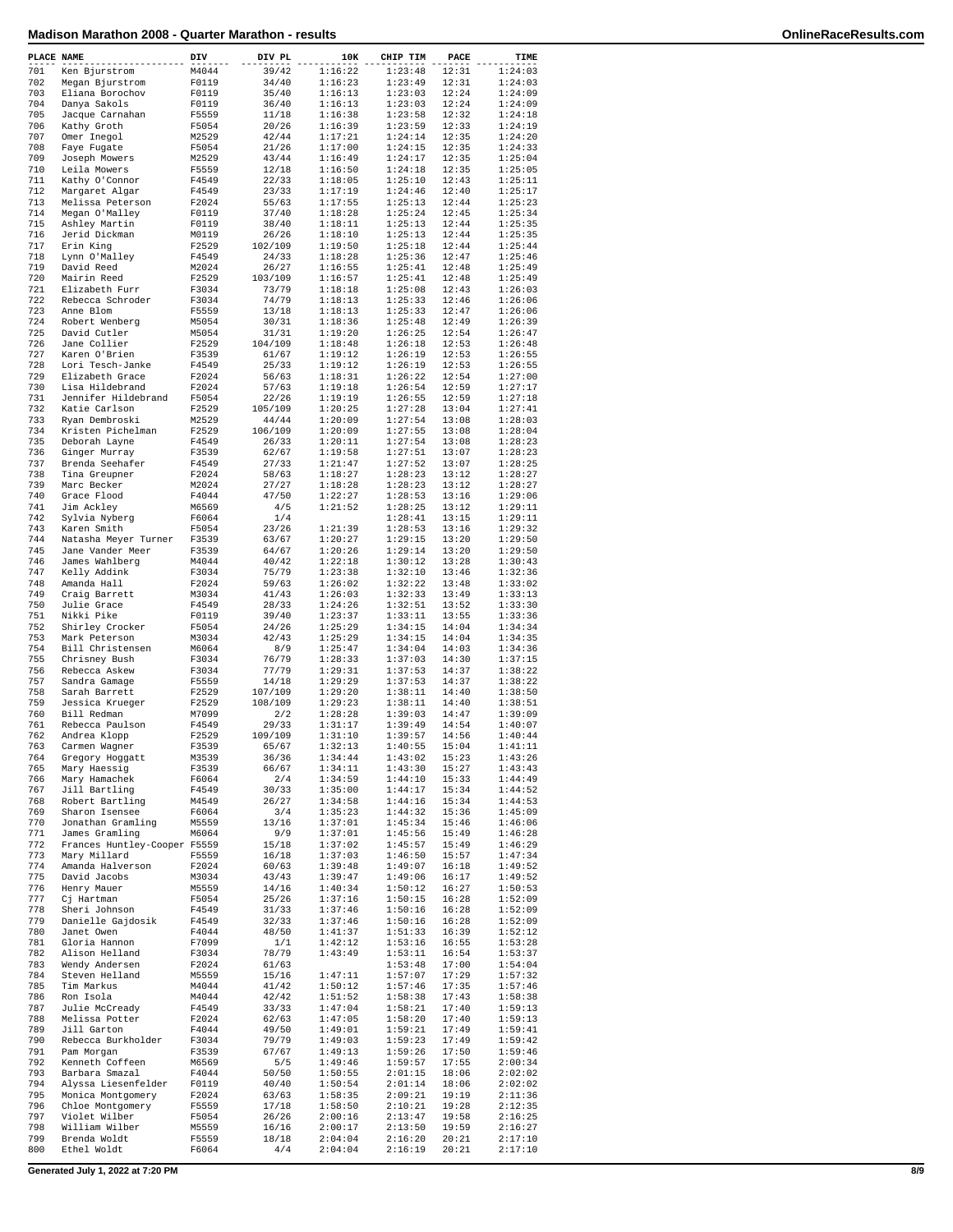# Madison Marathon 2008 - Quarter Marathon - results

| PLACE | NAME | DIV | DIV PL | 10K | CHIP TIM | PACE | TIME |
|---|---|---|---|---|---|---|---|
| 701 | Ken Bjurstrom | M4044 | 39/42 | 1:16:22 | 1:23:48 | 12:31 | 1:24:03 |
| 702 | Megan Bjurstrom | F0119 | 34/40 | 1:16:23 | 1:23:49 | 12:31 | 1:24:03 |
| 703 | Eliana Borochov | F0119 | 35/40 | 1:16:13 | 1:23:03 | 12:24 | 1:24:09 |
| 704 | Danya Sakols | F0119 | 36/40 | 1:16:13 | 1:23:03 | 12:24 | 1:24:09 |
| 705 | Jacque Carnahan | F5559 | 11/18 | 1:16:38 | 1:23:58 | 12:32 | 1:24:18 |
| 706 | Kathy Groth | F5054 | 20/26 | 1:16:39 | 1:23:59 | 12:33 | 1:24:19 |
| 707 | Omer Inegol | M2529 | 42/44 | 1:17:21 | 1:24:14 | 12:35 | 1:24:20 |
| 708 | Faye Fugate | F5054 | 21/26 | 1:17:00 | 1:24:15 | 12:35 | 1:24:33 |
| 709 | Joseph Mowers | M2529 | 43/44 | 1:16:49 | 1:24:17 | 12:35 | 1:25:04 |
| 710 | Leila Mowers | F5559 | 12/18 | 1:16:50 | 1:24:18 | 12:35 | 1:25:05 |
| 711 | Kathy O'Connor | F4549 | 22/33 | 1:18:05 | 1:25:10 | 12:43 | 1:25:11 |
| 712 | Margaret Algar | F4549 | 23/33 | 1:17:19 | 1:24:46 | 12:40 | 1:25:17 |
| 713 | Melissa Peterson | F2024 | 55/63 | 1:17:55 | 1:25:13 | 12:44 | 1:25:23 |
| 714 | Megan O'Malley | F0119 | 37/40 | 1:18:28 | 1:25:24 | 12:45 | 1:25:34 |
| 715 | Ashley Martin | F0119 | 38/40 | 1:18:11 | 1:25:13 | 12:44 | 1:25:35 |
| 716 | Jerid Dickman | M0119 | 26/26 | 1:18:10 | 1:25:13 | 12:44 | 1:25:35 |
| 717 | Erin King | F2529 | 102/109 | 1:19:50 | 1:25:18 | 12:44 | 1:25:44 |
| 718 | Lynn O'Malley | F4549 | 24/33 | 1:18:28 | 1:25:36 | 12:47 | 1:25:46 |
| 719 | David Reed | M2024 | 26/27 | 1:16:55 | 1:25:41 | 12:48 | 1:25:49 |
| 720 | Mairin Reed | F2529 | 103/109 | 1:16:57 | 1:25:41 | 12:48 | 1:25:49 |
| 721 | Elizabeth Furr | F3034 | 73/79 | 1:18:18 | 1:25:08 | 12:43 | 1:26:03 |
| 722 | Rebecca Schroder | F3034 | 74/79 | 1:18:13 | 1:25:33 | 12:46 | 1:26:06 |
| 723 | Anne Blom | F5559 | 13/18 | 1:18:13 | 1:25:33 | 12:47 | 1:26:06 |
| 724 | Robert Wenberg | M5054 | 30/31 | 1:18:36 | 1:25:48 | 12:49 | 1:26:39 |
| 725 | David Cutler | M5054 | 31/31 | 1:19:20 | 1:26:25 | 12:54 | 1:26:47 |
| 726 | Jane Collier | F2529 | 104/109 | 1:18:48 | 1:26:18 | 12:53 | 1:26:48 |
| 727 | Karen O'Brien | F3539 | 61/67 | 1:19:12 | 1:26:19 | 12:53 | 1:26:55 |
| 728 | Lori Tesch-Janke | F4549 | 25/33 | 1:19:12 | 1:26:19 | 12:53 | 1:26:55 |
| 729 | Elizabeth Grace | F2024 | 56/63 | 1:18:31 | 1:26:22 | 12:54 | 1:27:00 |
| 730 | Lisa Hildebrand | F2024 | 57/63 | 1:19:18 | 1:26:54 | 12:59 | 1:27:17 |
| 731 | Jennifer Hildebrand | F5054 | 22/26 | 1:19:19 | 1:26:55 | 12:59 | 1:27:18 |
| 732 | Katie Carlson | F2529 | 105/109 | 1:20:25 | 1:27:28 | 13:04 | 1:27:41 |
| 733 | Ryan Dembroski | M2529 | 44/44 | 1:20:09 | 1:27:54 | 13:08 | 1:28:03 |
| 734 | Kristen Pichelman | F2529 | 106/109 | 1:20:09 | 1:27:55 | 13:08 | 1:28:04 |
| 735 | Deborah Layne | F4549 | 26/33 | 1:20:11 | 1:27:54 | 13:08 | 1:28:23 |
| 736 | Ginger Murray | F3539 | 62/67 | 1:19:58 | 1:27:51 | 13:07 | 1:28:23 |
| 737 | Brenda Seehafer | F4549 | 27/33 | 1:21:47 | 1:27:52 | 13:07 | 1:28:25 |
| 738 | Tina Greupner | F2024 | 58/63 | 1:18:27 | 1:28:23 | 13:12 | 1:28:27 |
| 739 | Marc Becker | M2024 | 27/27 | 1:18:28 | 1:28:23 | 13:12 | 1:28:27 |
| 740 | Grace Flood | F4044 | 47/50 | 1:22:27 | 1:28:53 | 13:16 | 1:29:06 |
| 741 | Jim Ackley | M6569 | 4/5 | 1:21:52 | 1:28:25 | 13:12 | 1:29:11 |
| 742 | Sylvia Nyberg | F6064 | 1/4 | | 1:28:41 | 13:15 | 1:29:11 |
| 743 | Karen Smith | F5054 | 23/26 | 1:21:39 | 1:28:53 | 13:16 | 1:29:32 |
| 744 | Natasha Meyer Turner | F3539 | 63/67 | 1:20:27 | 1:29:15 | 13:20 | 1:29:50 |
| 745 | Jane Vander Meer | F3539 | 64/67 | 1:20:26 | 1:29:14 | 13:20 | 1:29:50 |
| 746 | James Wahlberg | M4044 | 40/42 | 1:22:18 | 1:30:12 | 13:28 | 1:30:43 |
| 747 | Kelly Addink | F3034 | 75/79 | 1:23:38 | 1:32:10 | 13:46 | 1:32:36 |
| 748 | Amanda Hall | F2024 | 59/63 | 1:26:02 | 1:32:22 | 13:48 | 1:33:02 |
| 749 | Craig Barrett | M3034 | 41/43 | 1:26:03 | 1:32:33 | 13:49 | 1:33:13 |
| 750 | Julie Grace | F4549 | 28/33 | 1:24:26 | 1:32:51 | 13:52 | 1:33:30 |
| 751 | Nikki Pike | F0119 | 39/40 | 1:23:37 | 1:33:11 | 13:55 | 1:33:36 |
| 752 | Shirley Crocker | F5054 | 24/26 | 1:25:29 | 1:34:15 | 14:04 | 1:34:34 |
| 753 | Mark Peterson | M3034 | 42/43 | 1:25:29 | 1:34:15 | 14:04 | 1:34:35 |
| 754 | Bill Christensen | M6064 | 8/9 | 1:25:47 | 1:34:04 | 14:03 | 1:34:36 |
| 755 | Chrisney Bush | F3034 | 76/79 | 1:28:33 | 1:37:03 | 14:30 | 1:37:15 |
| 756 | Rebecca Askew | F3034 | 77/79 | 1:29:31 | 1:37:53 | 14:37 | 1:38:22 |
| 757 | Sandra Gamage | F5559 | 14/18 | 1:29:29 | 1:37:53 | 14:37 | 1:38:22 |
| 758 | Sarah Barrett | F2529 | 107/109 | 1:29:20 | 1:38:11 | 14:40 | 1:38:50 |
| 759 | Jessica Krueger | F2529 | 108/109 | 1:29:23 | 1:38:11 | 14:40 | 1:38:51 |
| 760 | Bill Redman | M7099 | 2/2 | 1:28:28 | 1:39:03 | 14:47 | 1:39:09 |
| 761 | Rebecca Paulson | F4549 | 29/33 | 1:31:17 | 1:39:49 | 14:54 | 1:40:07 |
| 762 | Andrea Klopp | F2529 | 109/109 | 1:31:10 | 1:39:57 | 14:56 | 1:40:44 |
| 763 | Carmen Wagner | F3539 | 65/67 | 1:32:13 | 1:40:55 | 15:04 | 1:41:11 |
| 764 | Gregory Hoggatt | M3539 | 36/36 | 1:34:44 | 1:43:02 | 15:23 | 1:43:26 |
| 765 | Mary Haessig | F3539 | 66/67 | 1:34:11 | 1:43:30 | 15:27 | 1:43:43 |
| 766 | Mary Hamachek | F6064 | 2/4 | 1:34:59 | 1:44:10 | 15:33 | 1:44:49 |
| 767 | Jill Bartling | F4549 | 30/33 | 1:35:00 | 1:44:17 | 15:34 | 1:44:52 |
| 768 | Robert Bartling | M4549 | 26/27 | 1:34:58 | 1:44:16 | 15:34 | 1:44:53 |
| 769 | Sharon Isensee | F6064 | 3/4 | 1:35:23 | 1:44:32 | 15:36 | 1:45:09 |
| 770 | Jonathan Gramling | M5559 | 13/16 | 1:37:01 | 1:45:34 | 15:46 | 1:46:06 |
| 771 | James Gramling | M6064 | 9/9 | 1:37:01 | 1:45:56 | 15:49 | 1:46:28 |
| 772 | Frances Huntley-Cooper | F5559 | 15/18 | 1:37:02 | 1:45:57 | 15:49 | 1:46:29 |
| 773 | Mary Millard | F5559 | 16/18 | 1:37:03 | 1:46:50 | 15:57 | 1:47:34 |
| 774 | Amanda Halverson | F2024 | 60/63 | 1:39:48 | 1:49:07 | 16:18 | 1:49:52 |
| 775 | David Jacobs | M3034 | 43/43 | 1:39:47 | 1:49:06 | 16:17 | 1:49:52 |
| 776 | Henry Mauer | M5559 | 14/16 | 1:40:34 | 1:50:12 | 16:27 | 1:50:53 |
| 777 | Cj Hartman | F5054 | 25/26 | 1:37:16 | 1:50:15 | 16:28 | 1:52:09 |
| 778 | Sheri Johnson | F4549 | 31/33 | 1:37:46 | 1:50:16 | 16:28 | 1:52:09 |
| 779 | Danielle Gajdosik | F4549 | 32/33 | 1:37:46 | 1:50:16 | 16:28 | 1:52:09 |
| 780 | Janet Owen | F4044 | 48/50 | 1:41:37 | 1:51:33 | 16:39 | 1:52:12 |
| 781 | Gloria Hannon | F7099 | 1/1 | 1:42:12 | 1:53:16 | 16:55 | 1:53:28 |
| 782 | Alison Helland | F3034 | 78/79 | 1:43:49 | 1:53:11 | 16:54 | 1:53:37 |
| 783 | Wendy Andersen | F2024 | 61/63 | | 1:53:48 | 17:00 | 1:54:04 |
| 784 | Steven Helland | M5559 | 15/16 | 1:47:11 | 1:57:07 | 17:29 | 1:57:32 |
| 785 | Tim Markus | M4044 | 41/42 | 1:50:12 | 1:57:46 | 17:35 | 1:57:46 |
| 786 | Ron Isola | M4044 | 42/42 | 1:51:52 | 1:58:38 | 17:43 | 1:58:38 |
| 787 | Julie McCready | F4549 | 33/33 | 1:47:04 | 1:58:21 | 17:40 | 1:59:13 |
| 788 | Melissa Potter | F2024 | 62/63 | 1:47:05 | 1:58:20 | 17:40 | 1:59:13 |
| 789 | Jill Garton | F4044 | 49/50 | 1:49:01 | 1:59:21 | 17:49 | 1:59:41 |
| 790 | Rebecca Burkholder | F3034 | 79/79 | 1:49:03 | 1:59:23 | 17:49 | 1:59:42 |
| 791 | Pam Morgan | F3539 | 67/67 | 1:49:13 | 1:59:26 | 17:50 | 1:59:46 |
| 792 | Kenneth Coffeen | M6569 | 5/5 | 1:49:46 | 1:59:57 | 17:55 | 2:00:34 |
| 793 | Barbara Smazal | F4044 | 50/50 | 1:50:55 | 2:01:15 | 18:06 | 2:02:02 |
| 794 | Alyssa Liesenfelder | F0119 | 40/40 | 1:50:54 | 2:01:14 | 18:06 | 2:02:02 |
| 795 | Monica Montgomery | F2024 | 63/63 | 1:58:35 | 2:09:21 | 19:19 | 2:11:36 |
| 796 | Chloe Montgomery | F5559 | 17/18 | 1:58:50 | 2:10:21 | 19:28 | 2:12:35 |
| 797 | Violet Wilber | F5054 | 26/26 | 2:00:16 | 2:13:47 | 19:58 | 2:16:25 |
| 798 | William Wilber | M5559 | 16/16 | 2:00:17 | 2:13:50 | 19:59 | 2:16:27 |
| 799 | Brenda Woldt | F5559 | 18/18 | 2:04:04 | 2:16:20 | 20:21 | 2:17:10 |
| 800 | Ethel Woldt | F6064 | 4/4 | 2:04:04 | 2:16:19 | 20:21 | 2:17:10 |

Generated July 1, 2022 at 7:20 PM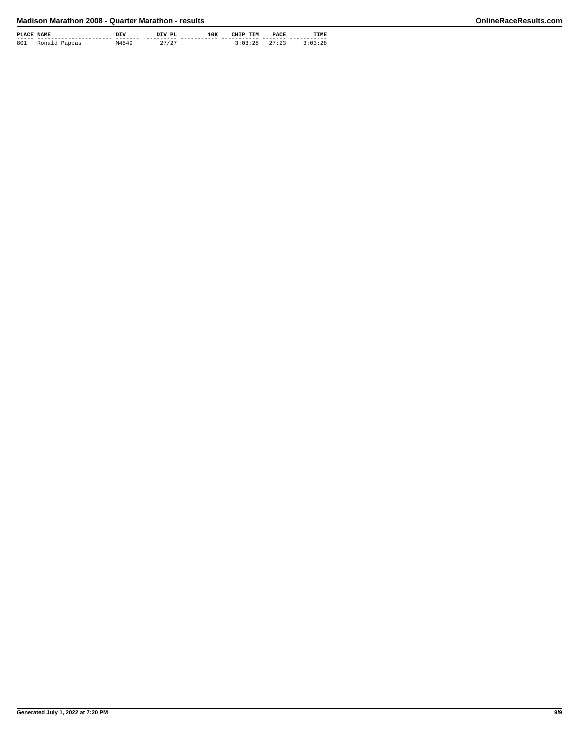# Madison Marathon 2008 - Quarter Marathon - results

| PLACE | NAME | DIV | DIV PL | 10K | CHIP TIM | PACE | TIME |
|---|---|---|---|---|---|---|---|
| 801 | Ronald Pappas | M4549 | 27/27 | | 3:03:28 | 27:23 | 3:03:28 |